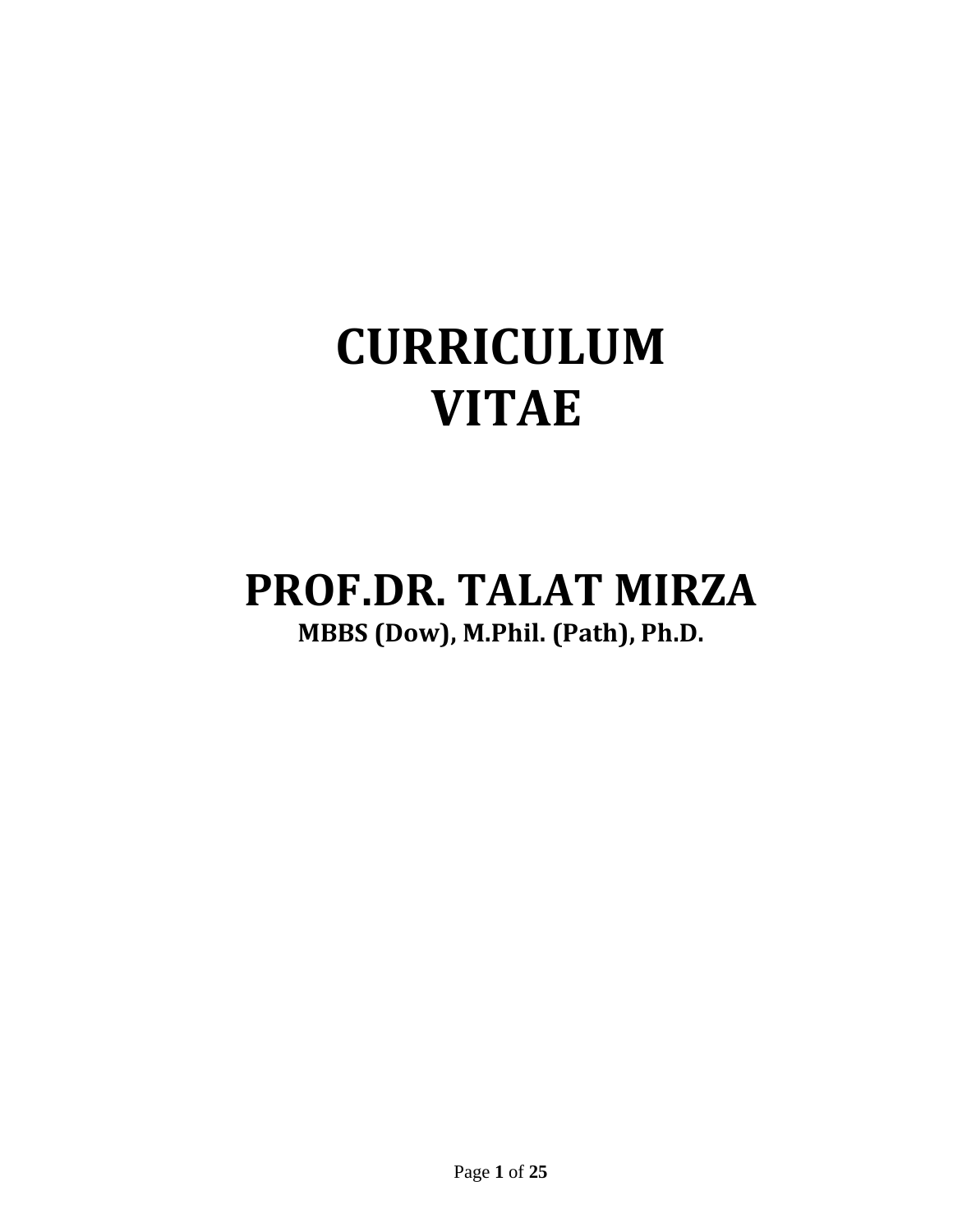# CURRICULUM VITAE

## PROF.DR. TALAT MIRZA

**MBBS (Dow), M.Phil. (Path), Ph.D.**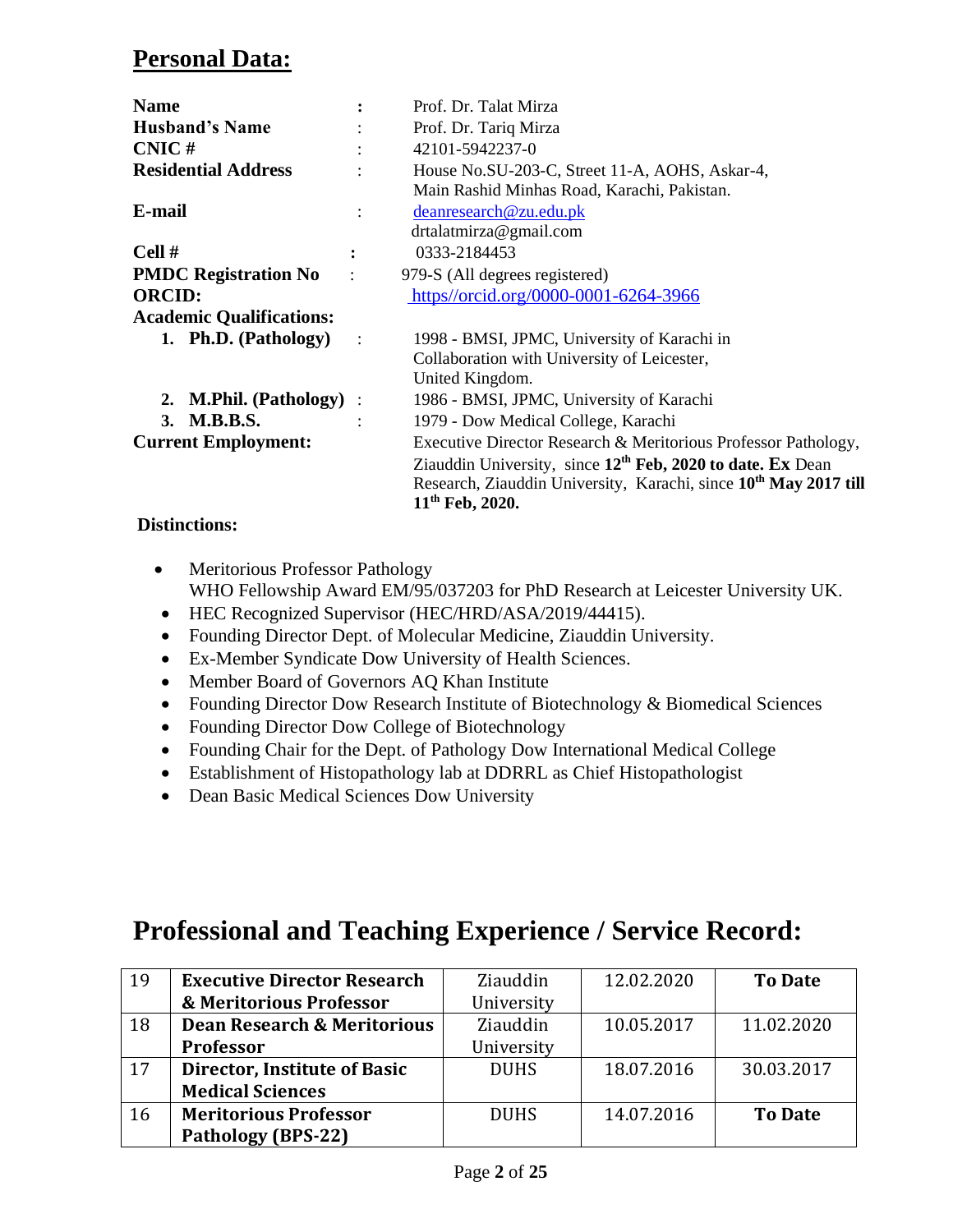## Personal Data:

| | | |
|---|---|---|
| **Name** | **:** | Prof. Dr. Talat Mirza |
| **Husband's Name** | : | Prof. Dr. Tariq Mirza |
| **CNIC #** | : | 42101-5942237-0 |
| **Residential Address** | : | House No.SU-203-C, Street 11-A, AOHS, Askar-4, Main Rashid Minhas Road, Karachi, Pakistan. |
| **E-mail** | : | deanresearch@zu.edu.pk<br>drtalatmirza@gmail.com |
| **Cell #** | **:** | 0333-2184453 |
| **PMDC Registration No** | : | 979-S (All degrees registered) |
| **ORCID:** | | https//orcid.org/0000-0001-6264-3966 |

**Academic Qualifications:**

1. **Ph.D. (Pathology)** : 1998 - BMSI, JPMC, University of Karachi in Collaboration with University of Leicester, United Kingdom.
2. **M.Phil. (Pathology)** : 1986 - BMSI, JPMC, University of Karachi
3. **M.B.B.S.** : 1979 - Dow Medical College, Karachi

**Current Employment:** Executive Director Research & Meritorious Professor Pathology, Ziauddin University, since **12th Feb, 2020 to date. Ex** Dean Research, Ziauddin University, Karachi, since **10th May 2017 till 11th Feb, 2020.**

**Distinctions:**

- Meritorious Professor Pathology
  WHO Fellowship Award EM/95/037203 for PhD Research at Leicester University UK.
- HEC Recognized Supervisor (HEC/HRD/ASA/2019/44415).
- Founding Director Dept. of Molecular Medicine, Ziauddin University.
- Ex-Member Syndicate Dow University of Health Sciences.
- Member Board of Governors AQ Khan Institute
- Founding Director Dow Research Institute of Biotechnology & Biomedical Sciences
- Founding Director Dow College of Biotechnology
- Founding Chair for the Dept. of Pathology Dow International Medical College
- Establishment of Histopathology lab at DDRRL as Chief Histopathologist
- Dean Basic Medical Sciences Dow University

# Professional and Teaching Experience / Service Record:

| | | | | |
|---|---|---|---|---|
| 19 | **Executive Director Research & Meritorious Professor** | Ziauddin University | 12.02.2020 | **To Date** |
| 18 | **Dean Research & Meritorious Professor** | Ziauddin University | 10.05.2017 | 11.02.2020 |
| 17 | **Director, Institute of Basic Medical Sciences** | DUHS | 18.07.2016 | 30.03.2017 |
| 16 | **Meritorious Professor Pathology (BPS-22)** | DUHS | 14.07.2016 | **To Date** |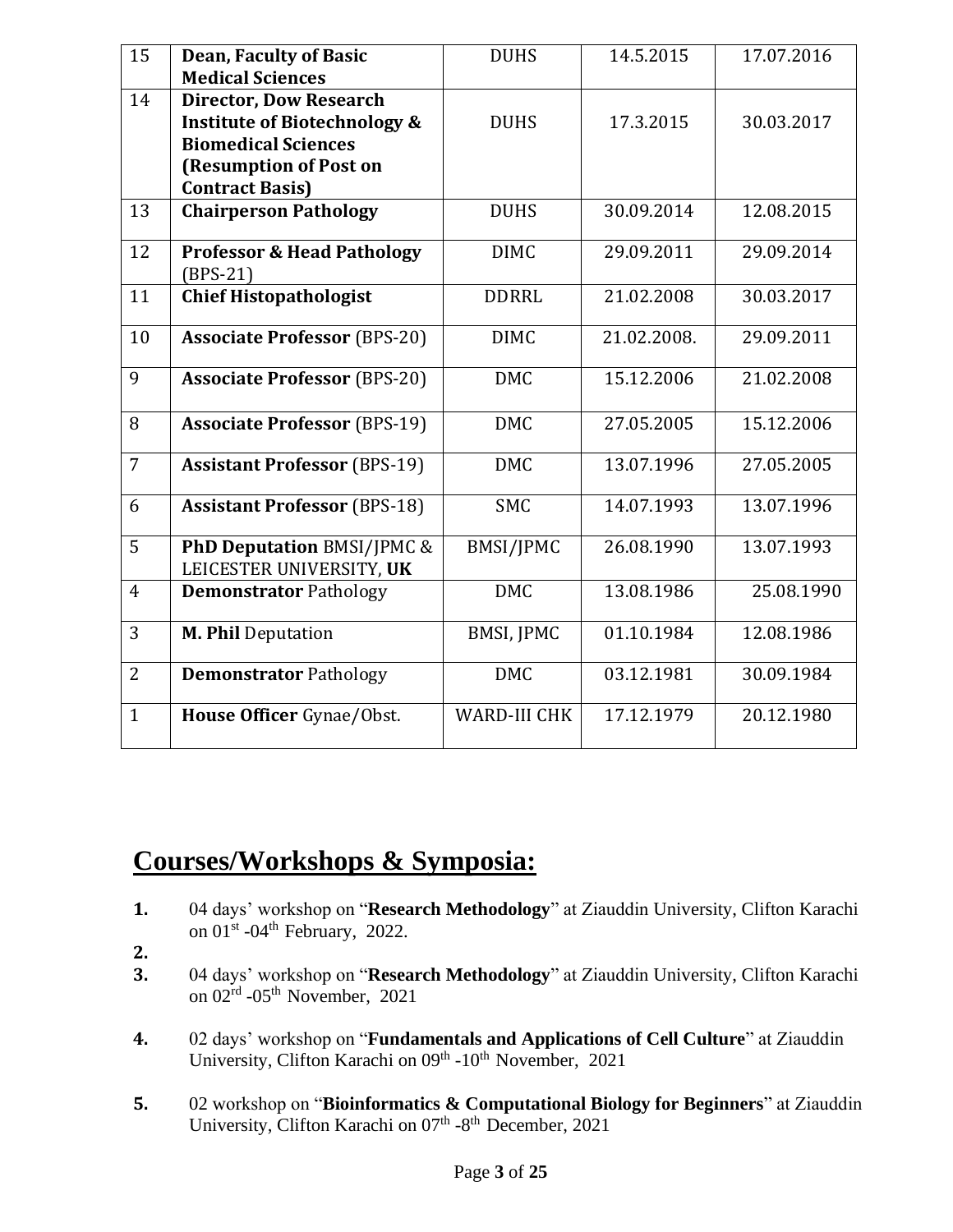| 15 | **Dean, Faculty of Basic Medical Sciences** | DUHS | 14.5.2015 | 17.07.2016 |
|---|---|---|---|---|
| 14 | **Director, Dow Research Institute of Biotechnology & Biomedical Sciences (Resumption of Post on Contract Basis)** | DUHS | 17.3.2015 | 30.03.2017 |
| 13 | **Chairperson Pathology** | DUHS | 30.09.2014 | 12.08.2015 |
| 12 | **Professor & Head Pathology** (BPS-21) | DIMC | 29.09.2011 | 29.09.2014 |
| 11 | **Chief Histopathologist** | DDRRL | 21.02.2008 | 30.03.2017 |
| 10 | **Associate Professor** (BPS-20) | DIMC | 21.02.2008. | 29.09.2011 |
| 9 | **Associate Professor** (BPS-20) | DMC | 15.12.2006 | 21.02.2008 |
| 8 | **Associate Professor** (BPS-19) | DMC | 27.05.2005 | 15.12.2006 |
| 7 | **Assistant Professor** (BPS-19) | DMC | 13.07.1996 | 27.05.2005 |
| 6 | **Assistant Professor** (BPS-18) | SMC | 14.07.1993 | 13.07.1996 |
| 5 | **PhD Deputation** BMSI/JPMC & LEICESTER UNIVERSITY, **UK** | BMSI/JPMC | 26.08.1990 | 13.07.1993 |
| 4 | **Demonstrator** Pathology | DMC | 13.08.1986 | 25.08.1990 |
| 3 | **M. Phil** Deputation | BMSI, JPMC | 01.10.1984 | 12.08.1986 |
| 2 | **Demonstrator** Pathology | DMC | 03.12.1981 | 30.09.1984 |
| 1 | **House Officer** Gynae/Obst. | WARD-III CHK | 17.12.1979 | 20.12.1980 |

## Courses/Workshops & Symposia:

1. 04 days' workshop on "**Research Methodology**" at Ziauddin University, Clifton Karachi on 01st -04th February, 2022.
2. 
3. 04 days' workshop on "**Research Methodology**" at Ziauddin University, Clifton Karachi on 02rd -05th November, 2021
4. 02 days' workshop on "**Fundamentals and Applications of Cell Culture**" at Ziauddin University, Clifton Karachi on 09th -10th November, 2021
5. 02 workshop on "**Bioinformatics & Computational Biology for Beginners**" at Ziauddin University, Clifton Karachi on 07th -8th December, 2021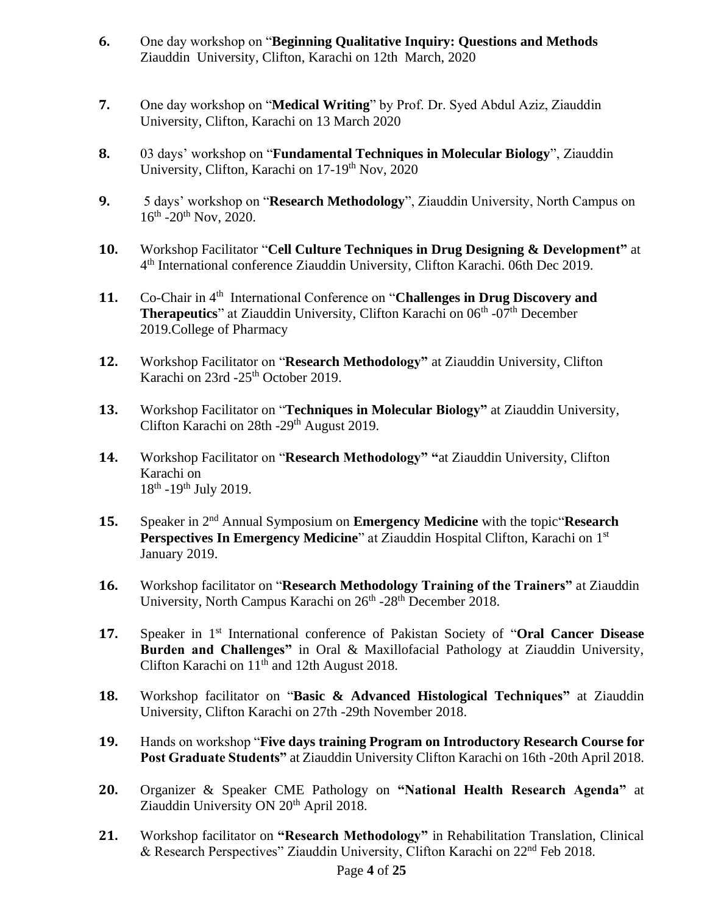6. One day workshop on "**Beginning Qualitative Inquiry: Questions and Methods** Ziauddin University, Clifton, Karachi on 12th March, 2020

7. One day workshop on "**Medical Writing**" by Prof. Dr. Syed Abdul Aziz, Ziauddin University, Clifton, Karachi on 13 March 2020

8. 03 days' workshop on "**Fundamental Techniques in Molecular Biology**", Ziauddin University, Clifton, Karachi on 17-19th Nov, 2020

9. 5 days' workshop on "**Research Methodology**", Ziauddin University, North Campus on 16th -20th Nov, 2020.

10. Workshop Facilitator "**Cell Culture Techniques in Drug Designing & Development"** at 4th International conference Ziauddin University, Clifton Karachi. 06th Dec 2019.

11. Co-Chair in 4th International Conference on "**Challenges in Drug Discovery and Therapeutics**" at Ziauddin University, Clifton Karachi on 06th -07th December 2019.College of Pharmacy

12. Workshop Facilitator on "**Research Methodology"** at Ziauddin University, Clifton Karachi on 23rd -25th October 2019.

13. Workshop Facilitator on "**Techniques in Molecular Biology"** at Ziauddin University, Clifton Karachi on 28th -29th August 2019.

14. Workshop Facilitator on "**Research Methodology" "**at Ziauddin University, Clifton Karachi on 18th -19th July 2019.

15. Speaker in 2nd Annual Symposium on **Emergency Medicine** with the topic"**Research Perspectives In Emergency Medicine**" at Ziauddin Hospital Clifton, Karachi on 1st January 2019.

16. Workshop facilitator on "**Research Methodology Training of the Trainers"** at Ziauddin University, North Campus Karachi on 26th -28th December 2018.

17. Speaker in 1st International conference of Pakistan Society of "**Oral Cancer Disease Burden and Challenges"** in Oral & Maxillofacial Pathology at Ziauddin University, Clifton Karachi on 11th and 12th August 2018.

18. Workshop facilitator on "**Basic & Advanced Histological Techniques"** at Ziauddin University, Clifton Karachi on 27th -29th November 2018.

19. Hands on workshop "**Five days training Program on Introductory Research Course for Post Graduate Students"** at Ziauddin University Clifton Karachi on 16th -20th April 2018.

20. Organizer & Speaker CME Pathology on **"National Health Research Agenda"** at Ziauddin University ON 20th April 2018.

21. Workshop facilitator on **"Research Methodology"** in Rehabilitation Translation, Clinical & Research Perspectives" Ziauddin University, Clifton Karachi on 22nd Feb 2018.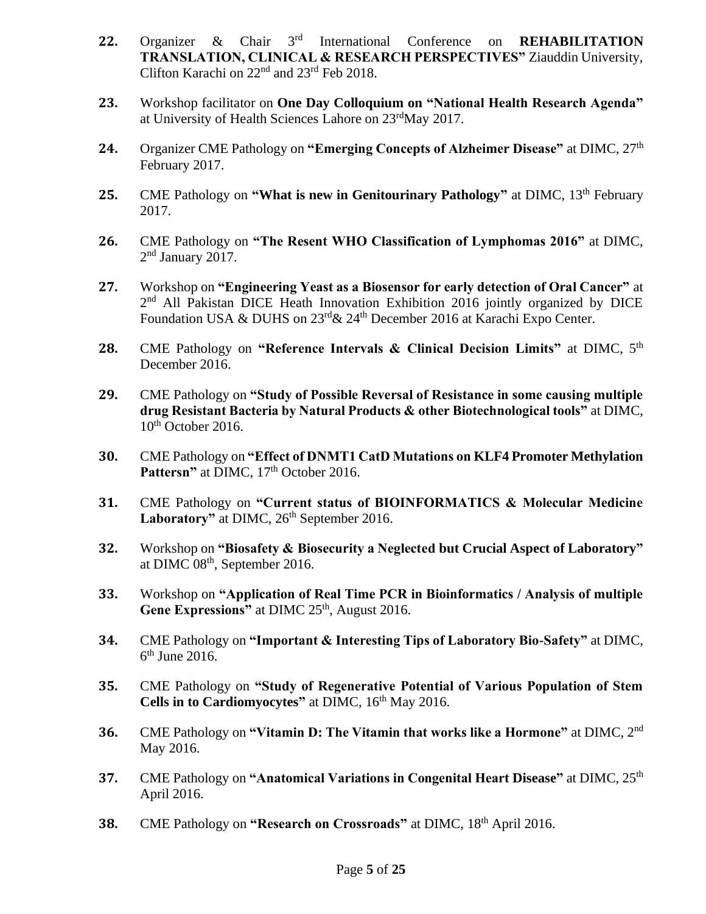22. Organizer & Chair 3rd International Conference on **REHABILITATION TRANSLATION, CLINICAL & RESEARCH PERSPECTIVES"** Ziauddin University, Clifton Karachi on 22nd and 23rd Feb 2018.

23. Workshop facilitator on **One Day Colloquium on "National Health Research Agenda"** at University of Health Sciences Lahore on 23rdMay 2017.

24. Organizer CME Pathology on **"Emerging Concepts of Alzheimer Disease"** at DIMC, 27th February 2017.

25. CME Pathology on **"What is new in Genitourinary Pathology"** at DIMC, 13th February 2017.

26. CME Pathology on **"The Resent WHO Classification of Lymphomas 2016"** at DIMC, 2nd January 2017.

27. Workshop on **"Engineering Yeast as a Biosensor for early detection of Oral Cancer"** at 2nd All Pakistan DICE Heath Innovation Exhibition 2016 jointly organized by DICE Foundation USA & DUHS on 23rd& 24th December 2016 at Karachi Expo Center.

28. CME Pathology on **"Reference Intervals & Clinical Decision Limits"** at DIMC, 5th December 2016.

29. CME Pathology on **"Study of Possible Reversal of Resistance in some causing multiple drug Resistant Bacteria by Natural Products & other Biotechnological tools"** at DIMC, 10th October 2016.

30. CME Pathology on **"Effect of DNMT1 CatD Mutations on KLF4 Promoter Methylation Pattersn"** at DIMC, 17th October 2016.

31. CME Pathology on **"Current status of BIOINFORMATICS & Molecular Medicine Laboratory"** at DIMC, 26th September 2016.

32. Workshop on **"Biosafety & Biosecurity a Neglected but Crucial Aspect of Laboratory"** at DIMC 08th, September 2016.

33. Workshop on **"Application of Real Time PCR in Bioinformatics / Analysis of multiple Gene Expressions"** at DIMC 25th, August 2016.

34. CME Pathology on **"Important & Interesting Tips of Laboratory Bio-Safety"** at DIMC, 6th June 2016.

35. CME Pathology on **"Study of Regenerative Potential of Various Population of Stem Cells in to Cardiomyocytes"** at DIMC, 16th May 2016.

36. CME Pathology on **"Vitamin D: The Vitamin that works like a Hormone"** at DIMC, 2nd May 2016.

37. CME Pathology on **"Anatomical Variations in Congenital Heart Disease"** at DIMC, 25th April 2016.

38. CME Pathology on **"Research on Crossroads"** at DIMC, 18th April 2016.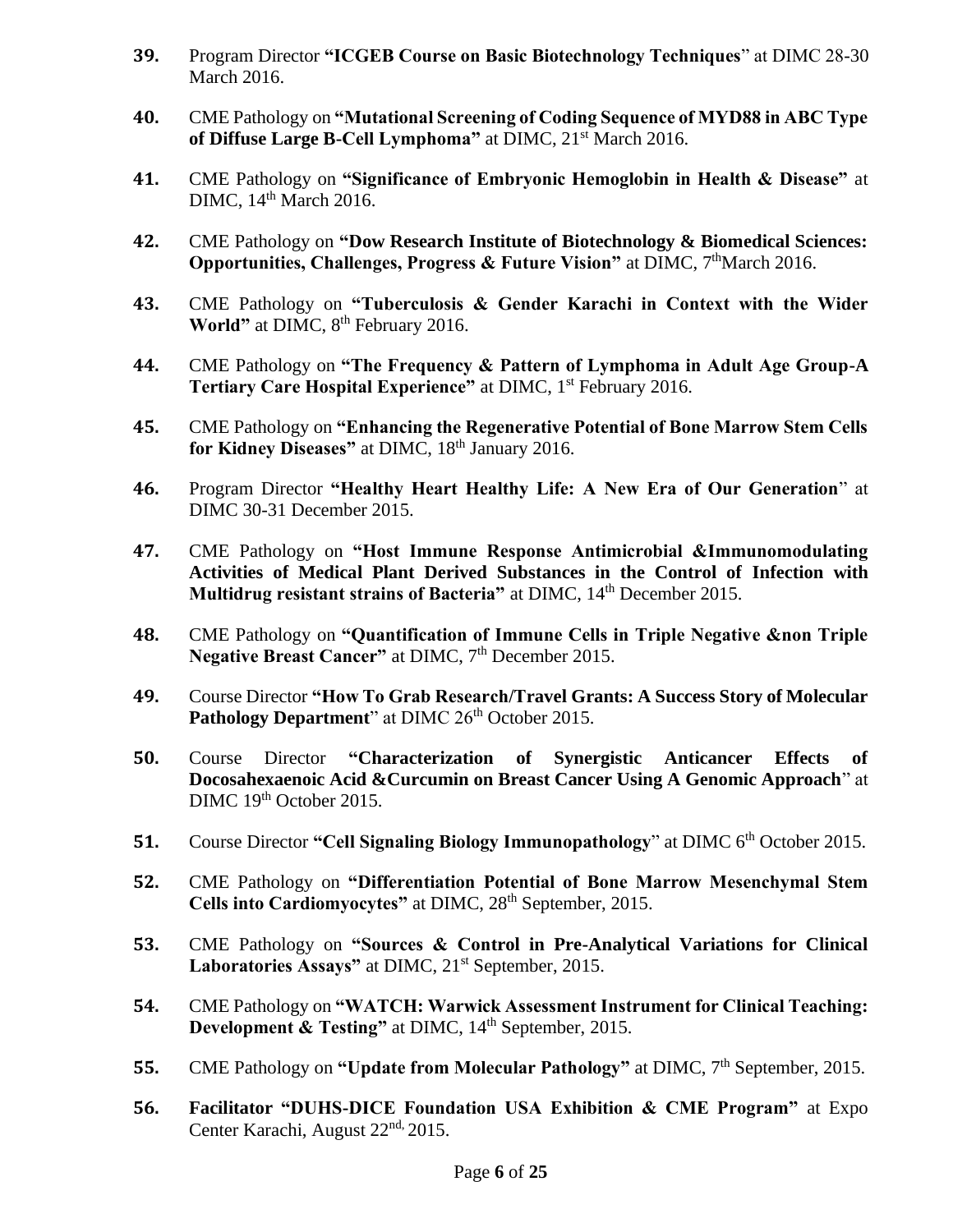39. Program Director **"ICGEB Course on Basic Biotechnology Techniques"** at DIMC 28-30 March 2016.

40. CME Pathology on **"Mutational Screening of Coding Sequence of MYD88 in ABC Type of Diffuse Large B-Cell Lymphoma"** at DIMC, 21st March 2016.

41. CME Pathology on **"Significance of Embryonic Hemoglobin in Health & Disease"** at DIMC, 14th March 2016.

42. CME Pathology on **"Dow Research Institute of Biotechnology & Biomedical Sciences: Opportunities, Challenges, Progress & Future Vision"** at DIMC, 7thMarch 2016.

43. CME Pathology on **"Tuberculosis & Gender Karachi in Context with the Wider World"** at DIMC, 8th February 2016.

44. CME Pathology on **"The Frequency & Pattern of Lymphoma in Adult Age Group-A Tertiary Care Hospital Experience"** at DIMC, 1st February 2016.

45. CME Pathology on **"Enhancing the Regenerative Potential of Bone Marrow Stem Cells for Kidney Diseases"** at DIMC, 18th January 2016.

46. Program Director **"Healthy Heart Healthy Life: A New Era of Our Generation"** at DIMC 30-31 December 2015.

47. CME Pathology on **"Host Immune Response Antimicrobial &Immunomodulating Activities of Medical Plant Derived Substances in the Control of Infection with Multidrug resistant strains of Bacteria"** at DIMC, 14th December 2015.

48. CME Pathology on **"Quantification of Immune Cells in Triple Negative &non Triple Negative Breast Cancer"** at DIMC, 7th December 2015.

49. Course Director **"How To Grab Research/Travel Grants: A Success Story of Molecular Pathology Department"** at DIMC 26th October 2015.

50. Course Director **"Characterization of Synergistic Anticancer Effects of Docosahexaenoic Acid &Curcumin on Breast Cancer Using A Genomic Approach"** at DIMC 19th October 2015.

51. Course Director **"Cell Signaling Biology Immunopathology"** at DIMC 6th October 2015.

52. CME Pathology on **"Differentiation Potential of Bone Marrow Mesenchymal Stem Cells into Cardiomyocytes"** at DIMC, 28th September, 2015.

53. CME Pathology on **"Sources & Control in Pre-Analytical Variations for Clinical Laboratories Assays"** at DIMC, 21st September, 2015.

54. CME Pathology on **"WATCH: Warwick Assessment Instrument for Clinical Teaching: Development & Testing"** at DIMC, 14th September, 2015.

55. CME Pathology on **"Update from Molecular Pathology"** at DIMC, 7th September, 2015.

56. **Facilitator "DUHS-DICE Foundation USA Exhibition & CME Program"** at Expo Center Karachi, August 22nd, 2015.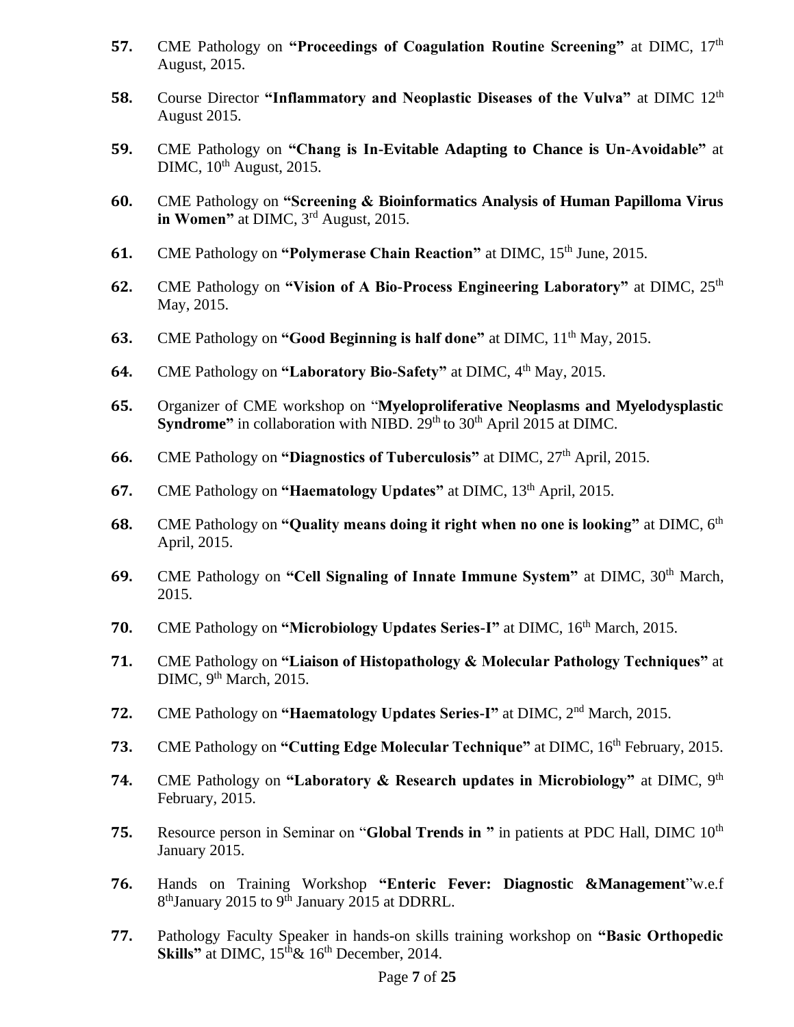57. CME Pathology on **"Proceedings of Coagulation Routine Screening"** at DIMC, 17th August, 2015.

58. Course Director **"Inflammatory and Neoplastic Diseases of the Vulva"** at DIMC 12th August 2015.

59. CME Pathology on **"Chang is In-Evitable Adapting to Chance is Un-Avoidable"** at DIMC, 10th August, 2015.

60. CME Pathology on **"Screening & Bioinformatics Analysis of Human Papilloma Virus in Women"** at DIMC, 3rd August, 2015.

61. CME Pathology on **"Polymerase Chain Reaction"** at DIMC, 15th June, 2015.

62. CME Pathology on **"Vision of A Bio-Process Engineering Laboratory"** at DIMC, 25th May, 2015.

63. CME Pathology on **"Good Beginning is half done"** at DIMC, 11th May, 2015.

64. CME Pathology on **"Laboratory Bio-Safety"** at DIMC, 4th May, 2015.

65. Organizer of CME workshop on "**Myeloproliferative Neoplasms and Myelodysplastic Syndrome"** in collaboration with NIBD. 29th to 30th April 2015 at DIMC.

66. CME Pathology on **"Diagnostics of Tuberculosis"** at DIMC, 27th April, 2015.

67. CME Pathology on **"Haematology Updates"** at DIMC, 13th April, 2015.

68. CME Pathology on **"Quality means doing it right when no one is looking"** at DIMC, 6th April, 2015.

69. CME Pathology on **"Cell Signaling of Innate Immune System"** at DIMC, 30th March, 2015.

70. CME Pathology on **"Microbiology Updates Series-I"** at DIMC, 16th March, 2015.

71. CME Pathology on **"Liaison of Histopathology & Molecular Pathology Techniques"** at DIMC, 9th March, 2015.

72. CME Pathology on **"Haematology Updates Series-I"** at DIMC, 2nd March, 2015.

73. CME Pathology on **"Cutting Edge Molecular Technique"** at DIMC, 16th February, 2015.

74. CME Pathology on **"Laboratory & Research updates in Microbiology"** at DIMC, 9th February, 2015.

75. Resource person in Seminar on "**Global Trends in "** in patients at PDC Hall, DIMC 10th January 2015.

76. Hands on Training Workshop **"Enteric Fever: Diagnostic &Management**"w.e.f 8thJanuary 2015 to 9th January 2015 at DDRRL.

77. Pathology Faculty Speaker in hands-on skills training workshop on **"Basic Orthopedic Skills"** at DIMC, 15th& 16th December, 2014.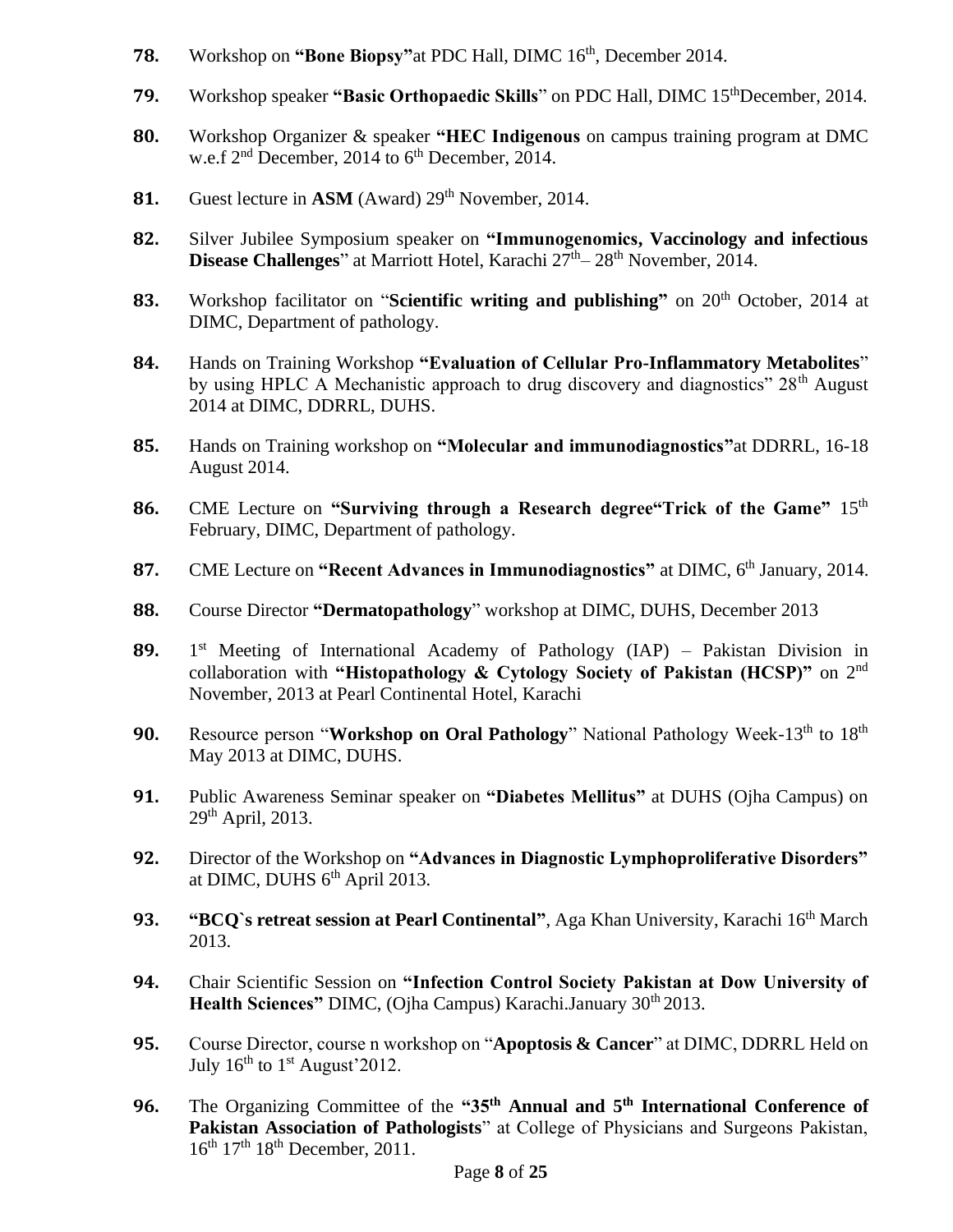78. Workshop on **"Bone Biopsy"**at PDC Hall, DIMC 16th, December 2014.

79. Workshop speaker **"Basic Orthopaedic Skills"** on PDC Hall, DIMC 15thDecember, 2014.

80. Workshop Organizer & speaker **"HEC Indigenous** on campus training program at DMC w.e.f 2nd December, 2014 to 6th December, 2014.

81. Guest lecture in **ASM** (Award) 29th November, 2014.

82. Silver Jubilee Symposium speaker on **"Immunogenomics, Vaccinology and infectious Disease Challenges"** at Marriott Hotel, Karachi 27th– 28th November, 2014.

83. Workshop facilitator on "**Scientific writing and publishing"** on 20th October, 2014 at DIMC, Department of pathology.

84. Hands on Training Workshop **"Evaluation of Cellular Pro-Inflammatory Metabolites"** by using HPLC A Mechanistic approach to drug discovery and diagnostics" 28th August 2014 at DIMC, DDRRL, DUHS.

85. Hands on Training workshop on **"Molecular and immunodiagnostics"**at DDRRL, 16-18 August 2014.

86. CME Lecture on **"Surviving through a Research degree"Trick of the Game"** 15th February, DIMC, Department of pathology.

87. CME Lecture on **"Recent Advances in Immunodiagnostics"** at DIMC, 6th January, 2014.

88. Course Director **"Dermatopathology"** workshop at DIMC, DUHS, December 2013

89. 1st Meeting of International Academy of Pathology (IAP) – Pakistan Division in collaboration with **"Histopathology & Cytology Society of Pakistan (HCSP)"** on 2nd November, 2013 at Pearl Continental Hotel, Karachi

90. Resource person "**Workshop on Oral Pathology**" National Pathology Week-13th to 18th May 2013 at DIMC, DUHS.

91. Public Awareness Seminar speaker on **"Diabetes Mellitus"** at DUHS (Ojha Campus) on 29th April, 2013.

92. Director of the Workshop on **"Advances in Diagnostic Lymphoproliferative Disorders"** at DIMC, DUHS 6th April 2013.

93. **"BCQ`s retreat session at Pearl Continental"**, Aga Khan University, Karachi 16th March 2013.

94. Chair Scientific Session on **"Infection Control Society Pakistan at Dow University of Health Sciences"** DIMC, (Ojha Campus) Karachi.January 30th 2013.

95. Course Director, course n workshop on "**Apoptosis & Cancer**" at DIMC, DDRRL Held on July 16th to 1st August'2012.

96. The Organizing Committee of the **"35th Annual and 5th International Conference of Pakistan Association of Pathologists"** at College of Physicians and Surgeons Pakistan, 16th 17th 18th December, 2011.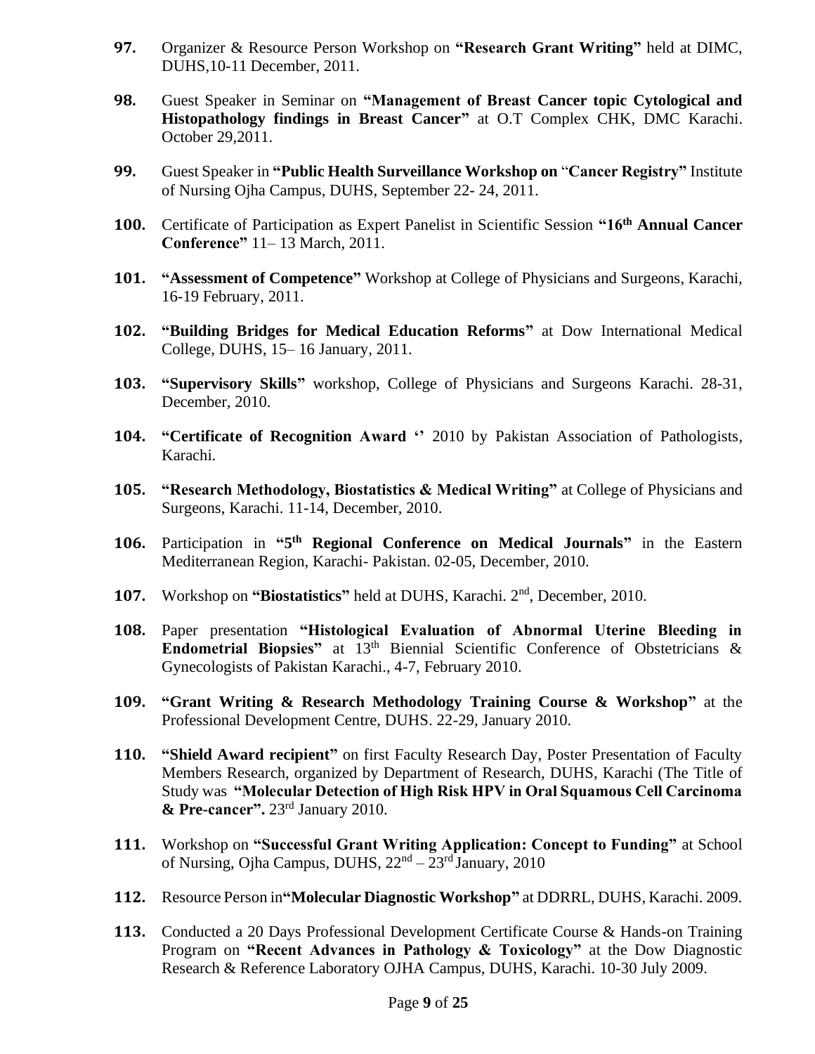97. Organizer & Resource Person Workshop on **"Research Grant Writing"** held at DIMC, DUHS,10-11 December, 2011.

98. Guest Speaker in Seminar on **"Management of Breast Cancer topic Cytological and Histopathology findings in Breast Cancer"** at O.T Complex CHK, DMC Karachi. October 29,2011.

99. Guest Speaker in **"Public Health Surveillance Workshop on** "**Cancer Registry"** Institute of Nursing Ojha Campus, DUHS, September 22- 24, 2011.

100. Certificate of Participation as Expert Panelist in Scientific Session **"16th Annual Cancer Conference"** 11– 13 March, 2011.

101. **"Assessment of Competence"** Workshop at College of Physicians and Surgeons, Karachi, 16-19 February, 2011.

102. **"Building Bridges for Medical Education Reforms"** at Dow International Medical College, DUHS, 15– 16 January, 2011.

103. **"Supervisory Skills"** workshop, College of Physicians and Surgeons Karachi. 28-31, December, 2010.

104. **"Certificate of Recognition Award ''** 2010 by Pakistan Association of Pathologists, Karachi.

105. **"Research Methodology, Biostatistics & Medical Writing"** at College of Physicians and Surgeons, Karachi. 11-14, December, 2010.

106. Participation in **"5th Regional Conference on Medical Journals"** in the Eastern Mediterranean Region, Karachi- Pakistan. 02-05, December, 2010.

107. Workshop on **"Biostatistics"** held at DUHS, Karachi. 2nd, December, 2010.

108. Paper presentation **"Histological Evaluation of Abnormal Uterine Bleeding in Endometrial Biopsies"** at 13th Biennial Scientific Conference of Obstetricians & Gynecologists of Pakistan Karachi., 4-7, February 2010.

109. **"Grant Writing & Research Methodology Training Course & Workshop"** at the Professional Development Centre, DUHS. 22-29, January 2010.

110. **"Shield Award recipient"** on first Faculty Research Day, Poster Presentation of Faculty Members Research, organized by Department of Research, DUHS, Karachi (The Title of Study was **"Molecular Detection of High Risk HPV in Oral Squamous Cell Carcinoma & Pre-cancer".** 23rd January 2010.

111. Workshop on **"Successful Grant Writing Application: Concept to Funding"** at School of Nursing, Ojha Campus, DUHS, 22nd – 23rd January, 2010

112. Resource Person in**"Molecular Diagnostic Workshop"** at DDRRL, DUHS, Karachi. 2009.

113. Conducted a 20 Days Professional Development Certificate Course & Hands-on Training Program on **"Recent Advances in Pathology & Toxicology"** at the Dow Diagnostic Research & Reference Laboratory OJHA Campus, DUHS, Karachi. 10-30 July 2009.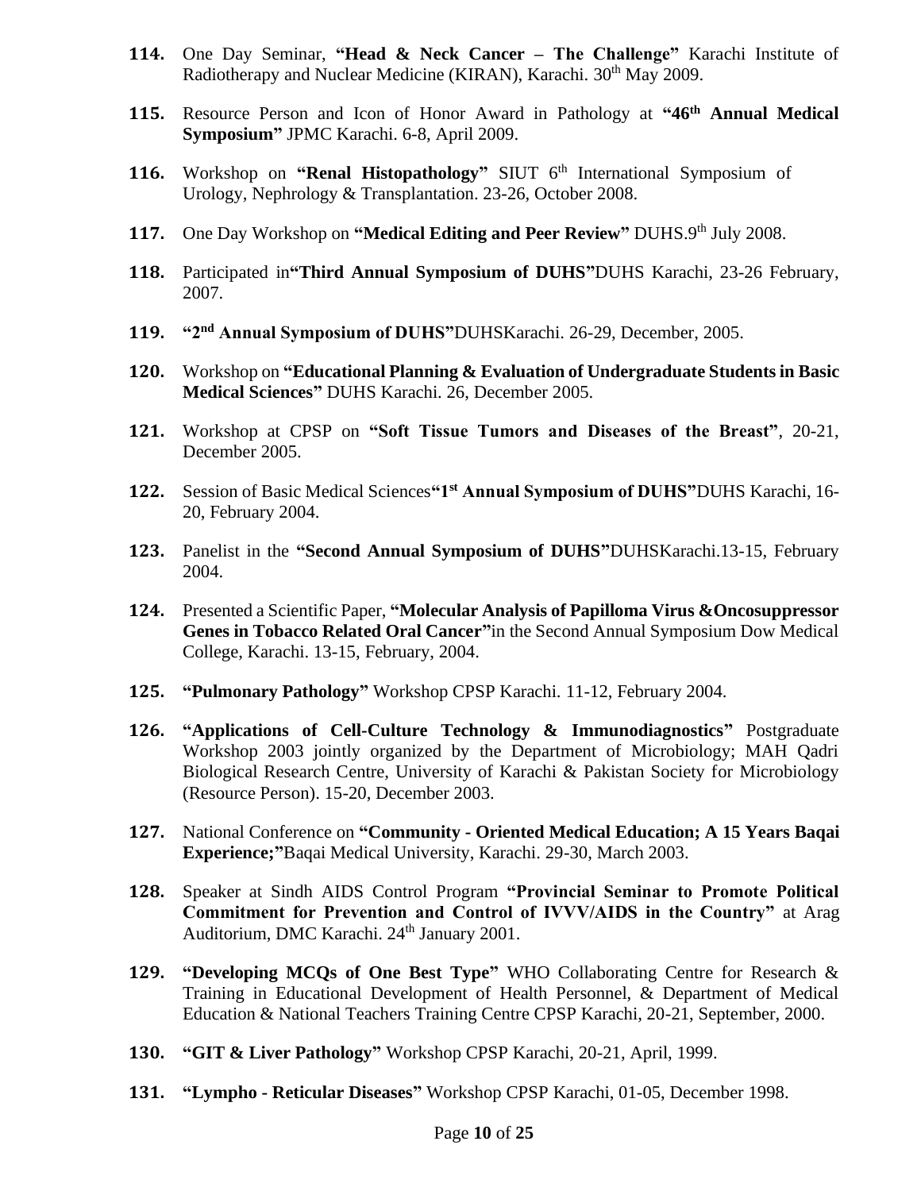114. One Day Seminar, **"Head & Neck Cancer – The Challenge"** Karachi Institute of Radiotherapy and Nuclear Medicine (KIRAN), Karachi. 30th May 2009.

115. Resource Person and Icon of Honor Award in Pathology at **"46th Annual Medical Symposium"** JPMC Karachi. 6-8, April 2009.

116. Workshop on **"Renal Histopathology"** SIUT 6th International Symposium of Urology, Nephrology & Transplantation. 23-26, October 2008.

117. One Day Workshop on **"Medical Editing and Peer Review"** DUHS.9th July 2008.

118. Participated in**"Third Annual Symposium of DUHS"**DUHS Karachi, 23-26 February, 2007.

119. **"2nd Annual Symposium of DUHS"**DUHSKarachi. 26-29, December, 2005.

120. Workshop on **"Educational Planning & Evaluation of Undergraduate Students in Basic Medical Sciences"** DUHS Karachi. 26, December 2005.

121. Workshop at CPSP on **"Soft Tissue Tumors and Diseases of the Breast"**, 20-21, December 2005.

122. Session of Basic Medical Sciences**"1st Annual Symposium of DUHS"**DUHS Karachi, 16-20, February 2004.

123. Panelist in the **"Second Annual Symposium of DUHS"**DUHSKarachi.13-15, February 2004.

124. Presented a Scientific Paper, **"Molecular Analysis of Papilloma Virus &Oncosuppressor Genes in Tobacco Related Oral Cancer"**in the Second Annual Symposium Dow Medical College, Karachi. 13-15, February, 2004.

125. **"Pulmonary Pathology"** Workshop CPSP Karachi. 11-12, February 2004.

126. **"Applications of Cell-Culture Technology & Immunodiagnostics"** Postgraduate Workshop 2003 jointly organized by the Department of Microbiology; MAH Qadri Biological Research Centre, University of Karachi & Pakistan Society for Microbiology (Resource Person). 15-20, December 2003.

127. National Conference on **"Community - Oriented Medical Education; A 15 Years Baqai Experience;"**Baqai Medical University, Karachi. 29-30, March 2003.

128. Speaker at Sindh AIDS Control Program **"Provincial Seminar to Promote Political Commitment for Prevention and Control of IVVV/AIDS in the Country"** at Arag Auditorium, DMC Karachi. 24th January 2001.

129. **"Developing MCQs of One Best Type"** WHO Collaborating Centre for Research & Training in Educational Development of Health Personnel, & Department of Medical Education & National Teachers Training Centre CPSP Karachi, 20-21, September, 2000.

130. **"GIT & Liver Pathology"** Workshop CPSP Karachi, 20-21, April, 1999.

131. **"Lympho - Reticular Diseases"** Workshop CPSP Karachi, 01-05, December 1998.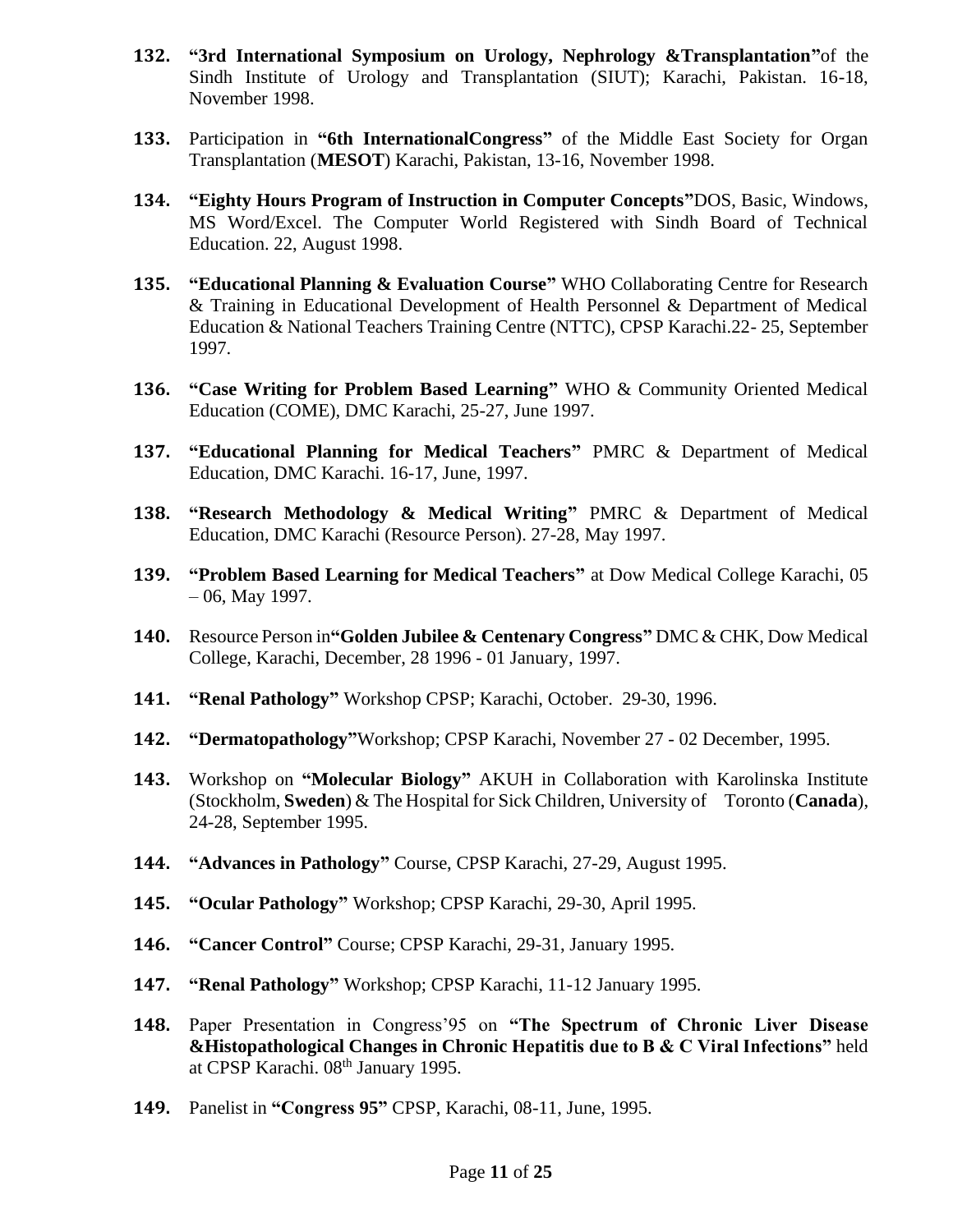132. **"3rd International Symposium on Urology, Nephrology &Transplantation"**of the Sindh Institute of Urology and Transplantation (SIUT); Karachi, Pakistan. 16-18, November 1998.

133. Participation in **"6th InternationalCongress"** of the Middle East Society for Organ Transplantation (**MESOT**) Karachi, Pakistan, 13-16, November 1998.

134. **"Eighty Hours Program of Instruction in Computer Concepts"**DOS, Basic, Windows, MS Word/Excel. The Computer World Registered with Sindh Board of Technical Education. 22, August 1998.

135. **"Educational Planning & Evaluation Course"** WHO Collaborating Centre for Research & Training in Educational Development of Health Personnel & Department of Medical Education & National Teachers Training Centre (NTTC), CPSP Karachi.22- 25, September 1997.

136. **"Case Writing for Problem Based Learning"** WHO & Community Oriented Medical Education (COME), DMC Karachi, 25-27, June 1997.

137. **"Educational Planning for Medical Teachers"** PMRC & Department of Medical Education, DMC Karachi. 16-17, June, 1997.

138. **"Research Methodology & Medical Writing"** PMRC & Department of Medical Education, DMC Karachi (Resource Person). 27-28, May 1997.

139. **"Problem Based Learning for Medical Teachers"** at Dow Medical College Karachi, 05 – 06, May 1997.

140. Resource Person in**"Golden Jubilee & Centenary Congress"** DMC & CHK, Dow Medical College, Karachi, December, 28 1996 - 01 January, 1997.

141. **"Renal Pathology"** Workshop CPSP; Karachi, October. 29-30, 1996.

142. **"Dermatopathology"**Workshop; CPSP Karachi, November 27 - 02 December, 1995.

143. Workshop on **"Molecular Biology"** AKUH in Collaboration with Karolinska Institute (Stockholm, **Sweden**) & The Hospital for Sick Children, University of Toronto (**Canada**), 24-28, September 1995.

144. **"Advances in Pathology"** Course, CPSP Karachi, 27-29, August 1995.

145. **"Ocular Pathology"** Workshop; CPSP Karachi, 29-30, April 1995.

146. **"Cancer Control"** Course; CPSP Karachi, 29-31, January 1995.

147. **"Renal Pathology"** Workshop; CPSP Karachi, 11-12 January 1995.

148. Paper Presentation in Congress'95 on **"The Spectrum of Chronic Liver Disease &Histopathological Changes in Chronic Hepatitis due to B & C Viral Infections"** held at CPSP Karachi. 08th January 1995.

149. Panelist in **"Congress 95"** CPSP, Karachi, 08-11, June, 1995.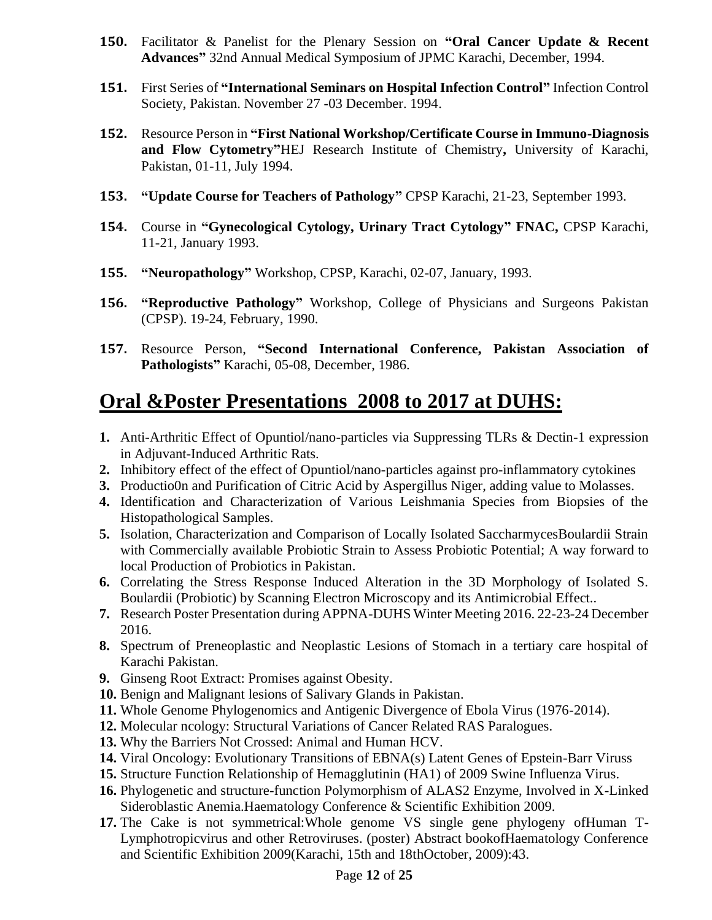**150.** Facilitator & Panelist for the Plenary Session on **"Oral Cancer Update & Recent Advances"** 32nd Annual Medical Symposium of JPMC Karachi, December, 1994.

**151.** First Series of **"International Seminars on Hospital Infection Control"** Infection Control Society, Pakistan. November 27 -03 December. 1994.

**152.** Resource Person in **"First National Workshop/Certificate Course in Immuno-Diagnosis and Flow Cytometry"**HEJ Research Institute of Chemistry**,** University of Karachi, Pakistan, 01-11, July 1994.

**153.** **"Update Course for Teachers of Pathology"** CPSP Karachi, 21-23, September 1993.

**154.** Course in **"Gynecological Cytology, Urinary Tract Cytology" FNAC,** CPSP Karachi, 11-21, January 1993.

**155.** **"Neuropathology"** Workshop, CPSP, Karachi, 02-07, January, 1993.

**156.** **"Reproductive Pathology"** Workshop, College of Physicians and Surgeons Pakistan (CPSP). 19-24, February, 1990.

**157.** Resource Person, **"Second International Conference, Pakistan Association of Pathologists"** Karachi, 05-08, December, 1986.

## Oral &Poster Presentations 2008 to 2017 at DUHS:

1. Anti-Arthritic Effect of Opuntiol/nano-particles via Suppressing TLRs & Dectin-1 expression in Adjuvant-Induced Arthritic Rats.
2. Inhibitory effect of the effect of Opuntiol/nano-particles against pro-inflammatory cytokines
3. Productio0n and Purification of Citric Acid by Aspergillus Niger, adding value to Molasses.
4. Identification and Characterization of Various Leishmania Species from Biopsies of the Histopathological Samples.
5. Isolation, Characterization and Comparison of Locally Isolated SaccharmycesBoulardii Strain with Commercially available Probiotic Strain to Assess Probiotic Potential; A way forward to local Production of Probiotics in Pakistan.
6. Correlating the Stress Response Induced Alteration in the 3D Morphology of Isolated S. Boulardii (Probiotic) by Scanning Electron Microscopy and its Antimicrobial Effect..
7. Research Poster Presentation during APPNA-DUHS Winter Meeting 2016. 22-23-24 December 2016.
8. Spectrum of Preneoplastic and Neoplastic Lesions of Stomach in a tertiary care hospital of Karachi Pakistan.
9. Ginseng Root Extract: Promises against Obesity.
10. Benign and Malignant lesions of Salivary Glands in Pakistan.
11. Whole Genome Phylogenomics and Antigenic Divergence of Ebola Virus (1976-2014).
12. Molecular ncology: Structural Variations of Cancer Related RAS Paralogues.
13. Why the Barriers Not Crossed: Animal and Human HCV.
14. Viral Oncology: Evolutionary Transitions of EBNA(s) Latent Genes of Epstein-Barr Viruss
15. Structure Function Relationship of Hemagglutinin (HA1) of 2009 Swine Influenza Virus.
16. Phylogenetic and structure-function Polymorphism of ALAS2 Enzyme, Involved in X-Linked Sideroblastic Anemia.Haematology Conference & Scientific Exhibition 2009.
17. The Cake is not symmetrical:Whole genome VS single gene phylogeny ofHuman T-Lymphotropicvirus and other Retroviruses. (poster) Abstract bookofHaematology Conference and Scientific Exhibition 2009(Karachi, 15th and 18thOctober, 2009):43.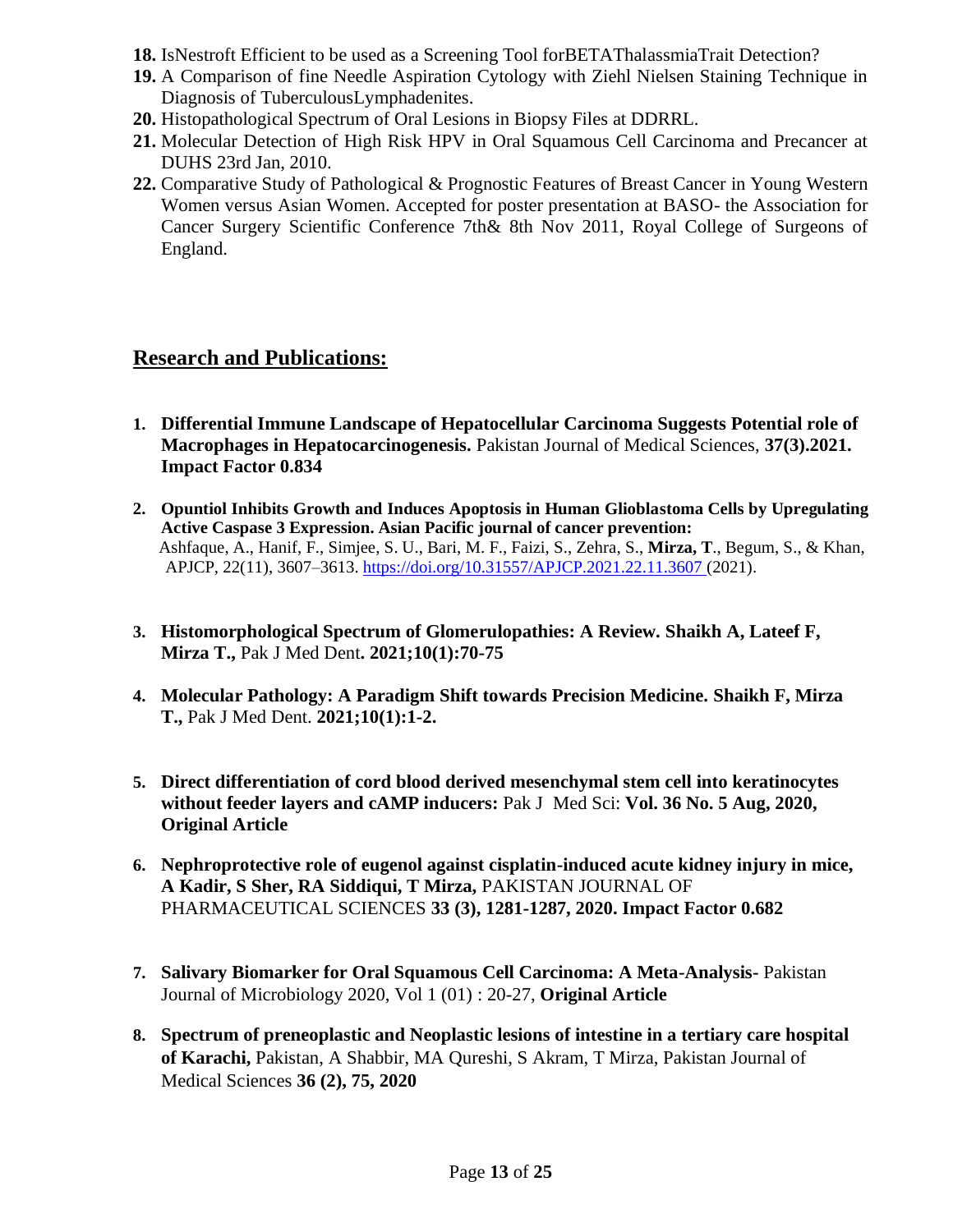18. IsNestroft Efficient to be used as a Screening Tool forBETAThalassmiaTrait Detection?
19. A Comparison of fine Needle Aspiration Cytology with Ziehl Nielsen Staining Technique in Diagnosis of TuberculousLymphadenites.
20. Histopathological Spectrum of Oral Lesions in Biopsy Files at DDRRL.
21. Molecular Detection of High Risk HPV in Oral Squamous Cell Carcinoma and Precancer at DUHS 23rd Jan, 2010.
22. Comparative Study of Pathological & Prognostic Features of Breast Cancer in Young Western Women versus Asian Women. Accepted for poster presentation at BASO- the Association for Cancer Surgery Scientific Conference 7th& 8th Nov 2011, Royal College of Surgeons of England.

## Research and Publications:

1. **Differential Immune Landscape of Hepatocellular Carcinoma Suggests Potential role of Macrophages in Hepatocarcinogenesis.** Pakistan Journal of Medical Sciences, **37(3).2021. Impact Factor 0.834**

2. **Opuntiol Inhibits Growth and Induces Apoptosis in Human Glioblastoma Cells by Upregulating Active Caspase 3 Expression. Asian Pacific journal of cancer prevention:** Ashfaque, A., Hanif, F., Simjee, S. U., Bari, M. F., Faizi, S., Zehra, S., **Mirza, T**., Begum, S., & Khan, APJCP, 22(11), 3607–3613. https://doi.org/10.31557/APJCP.2021.22.11.3607 (2021).

3. **Histomorphological Spectrum of Glomerulopathies: A Review. Shaikh A, Lateef F, Mirza T.,** Pak J Med Dent**. 2021;10(1):70-75**

4. **Molecular Pathology: A Paradigm Shift towards Precision Medicine. Shaikh F, Mirza T.,** Pak J Med Dent. **2021;10(1):1-2.**

5. **Direct differentiation of cord blood derived mesenchymal stem cell into keratinocytes without feeder layers and cAMP inducers:** Pak J Med Sci: **Vol. 36 No. 5 Aug, 2020, Original Article**

6. **Nephroprotective role of eugenol against cisplatin-induced acute kidney injury in mice, A Kadir, S Sher, RA Siddiqui, T Mirza,** PAKISTAN JOURNAL OF PHARMACEUTICAL SCIENCES **33 (3), 1281-1287, 2020. Impact Factor 0.682**

7. **Salivary Biomarker for Oral Squamous Cell Carcinoma: A Meta-Analysis-** Pakistan Journal of Microbiology 2020, Vol 1 (01) : 20-27, **Original Article**

8. **Spectrum of preneoplastic and Neoplastic lesions of intestine in a tertiary care hospital of Karachi,** Pakistan, A Shabbir, MA Qureshi, S Akram, T Mirza, Pakistan Journal of Medical Sciences **36 (2), 75, 2020**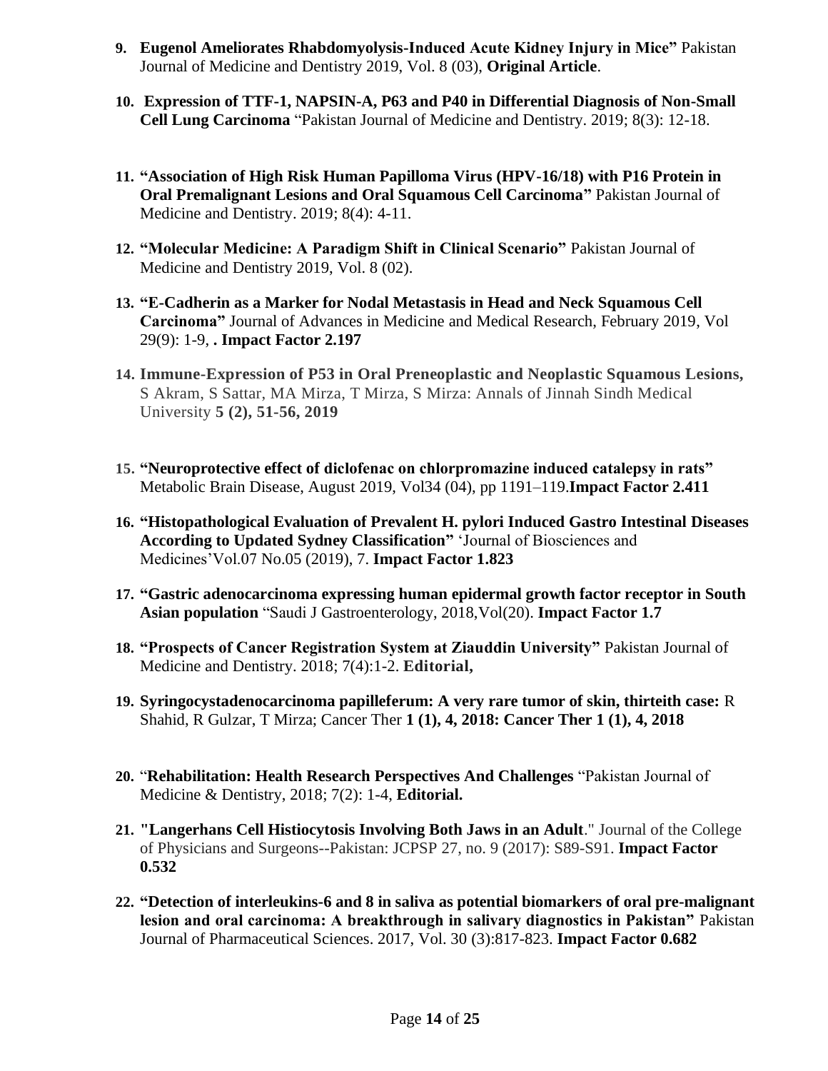9. **Eugenol Ameliorates Rhabdomyolysis-Induced Acute Kidney Injury in Mice"** Pakistan Journal of Medicine and Dentistry 2019, Vol. 8 (03), **Original Article**.

10. **Expression of TTF-1, NAPSIN-A, P63 and P40 in Differential Diagnosis of Non-Small Cell Lung Carcinoma** "Pakistan Journal of Medicine and Dentistry. 2019; 8(3): 12-18.

11. **"Association of High Risk Human Papilloma Virus (HPV-16/18) with P16 Protein in Oral Premalignant Lesions and Oral Squamous Cell Carcinoma"** Pakistan Journal of Medicine and Dentistry. 2019; 8(4): 4-11.

12. **"Molecular Medicine: A Paradigm Shift in Clinical Scenario"** Pakistan Journal of Medicine and Dentistry 2019, Vol. 8 (02).

13. **"E-Cadherin as a Marker for Nodal Metastasis in Head and Neck Squamous Cell Carcinoma"** Journal of Advances in Medicine and Medical Research, February 2019, Vol 29(9): 1-9, **. Impact Factor 2.197**

14. **Immune-Expression of P53 in Oral Preneoplastic and Neoplastic Squamous Lesions,** S Akram, S Sattar, MA Mirza, T Mirza, S Mirza: Annals of Jinnah Sindh Medical University **5 (2), 51-56, 2019**

15. **"Neuroprotective effect of diclofenac on chlorpromazine induced catalepsy in rats"** Metabolic Brain Disease, August 2019, Vol34 (04), pp 1191–119.**Impact Factor 2.411**

16. **"Histopathological Evaluation of Prevalent H. pylori Induced Gastro Intestinal Diseases According to Updated Sydney Classification"** 'Journal of Biosciences and Medicines'Vol.07 No.05 (2019), 7. **Impact Factor 1.823**

17. **"Gastric adenocarcinoma expressing human epidermal growth factor receptor in South Asian population** "Saudi J Gastroenterology, 2018,Vol(20). **Impact Factor 1.7**

18. **"Prospects of Cancer Registration System at Ziauddin University"** Pakistan Journal of Medicine and Dentistry. 2018; 7(4):1-2. **Editorial,**

19. **Syringocystadenocarcinoma papilleferum: A very rare tumor of skin, thirteith case:** R Shahid, R Gulzar, T Mirza; Cancer Ther **1 (1), 4, 2018: Cancer Ther 1 (1), 4, 2018**

20. "**Rehabilitation: Health Research Perspectives And Challenges** "Pakistan Journal of Medicine & Dentistry, 2018; 7(2): 1-4, **Editorial.**

21. **"Langerhans Cell Histiocytosis Involving Both Jaws in an Adult**." Journal of the College of Physicians and Surgeons--Pakistan: JCPSP 27, no. 9 (2017): S89-S91. **Impact Factor 0.532**

22. **"Detection of interleukins-6 and 8 in saliva as potential biomarkers of oral pre-malignant lesion and oral carcinoma: A breakthrough in salivary diagnostics in Pakistan"** Pakistan Journal of Pharmaceutical Sciences. 2017, Vol. 30 (3):817-823. **Impact Factor 0.682**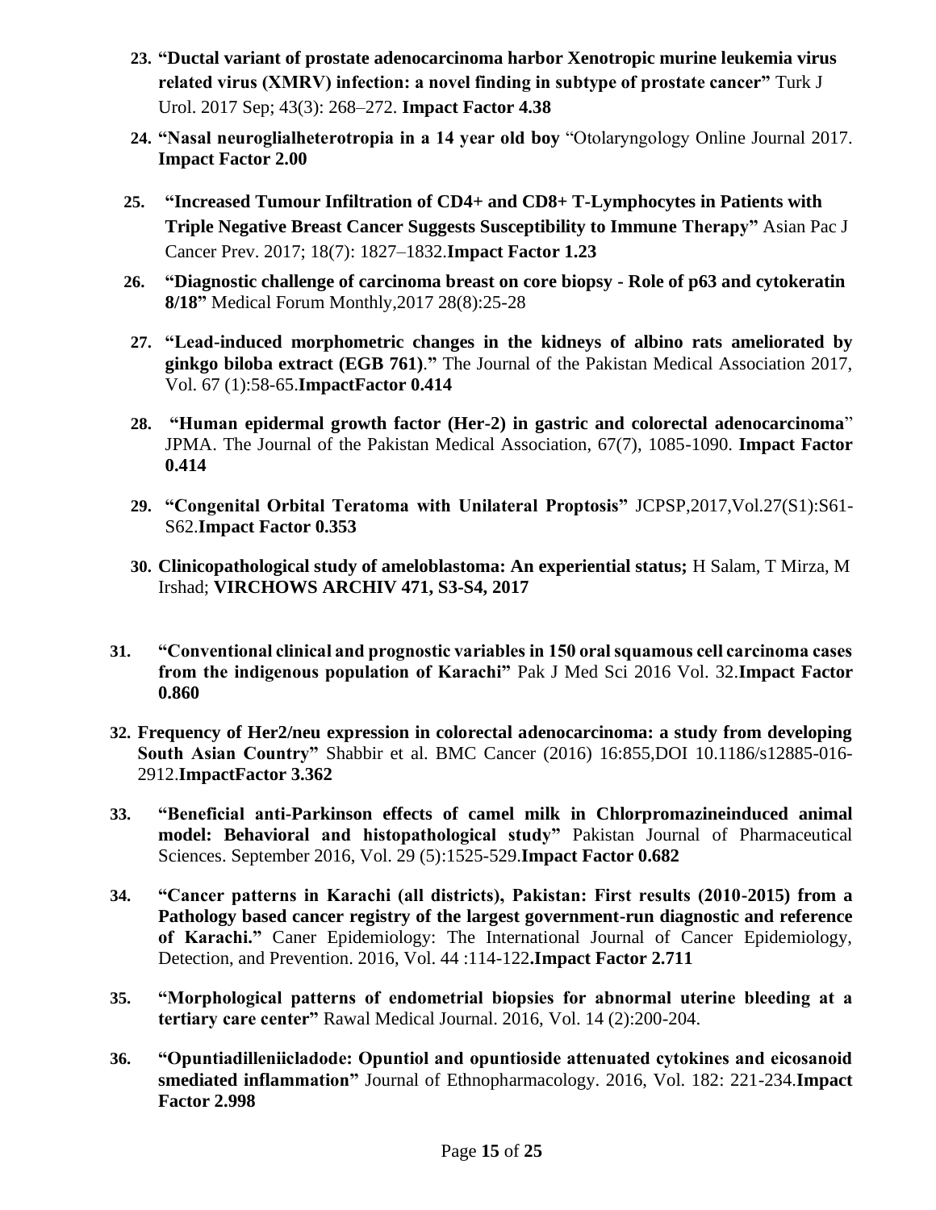23. **"Ductal variant of prostate adenocarcinoma harbor Xenotropic murine leukemia virus related virus (XMRV) infection: a novel finding in subtype of prostate cancer"** Turk J Urol. 2017 Sep; 43(3): 268–272. **Impact Factor 4.38**

24. **"Nasal neuroglialheterotropia in a 14 year old boy** "Otolaryngology Online Journal 2017. **Impact Factor 2.00**

25. **"Increased Tumour Infiltration of CD4+ and CD8+ T-Lymphocytes in Patients with Triple Negative Breast Cancer Suggests Susceptibility to Immune Therapy"** Asian Pac J Cancer Prev. 2017; 18(7): 1827–1832.**Impact Factor 1.23**

26. **"Diagnostic challenge of carcinoma breast on core biopsy - Role of p63 and cytokeratin 8/18"** Medical Forum Monthly,2017 28(8):25-28

27. **"Lead-induced morphometric changes in the kidneys of albino rats ameliorated by ginkgo biloba extract (EGB 761)."** The Journal of the Pakistan Medical Association 2017, Vol. 67 (1):58-65.**ImpactFactor 0.414**

28. **"Human epidermal growth factor (Her-2) in gastric and colorectal adenocarcinoma**" JPMA. The Journal of the Pakistan Medical Association, 67(7), 1085-1090. **Impact Factor 0.414**

29. **"Congenital Orbital Teratoma with Unilateral Proptosis"** JCPSP,2017,Vol.27(S1):S61-S62.**Impact Factor 0.353**

30. **Clinicopathological study of ameloblastoma: An experiential status;** H Salam, T Mirza, M Irshad; **VIRCHOWS ARCHIV 471, S3-S4, 2017**

31. **"Conventional clinical and prognostic variables in 150 oral squamous cell carcinoma cases from the indigenous population of Karachi"** Pak J Med Sci 2016 Vol. 32.**Impact Factor 0.860**

32. **Frequency of Her2/neu expression in colorectal adenocarcinoma: a study from developing South Asian Country"** Shabbir et al. BMC Cancer (2016) 16:855,DOI 10.1186/s12885-016-2912.**ImpactFactor 3.362**

33. **"Beneficial anti-Parkinson effects of camel milk in Chlorpromazineinduced animal model: Behavioral and histopathological study"** Pakistan Journal of Pharmaceutical Sciences. September 2016, Vol. 29 (5):1525-529.**Impact Factor 0.682**

34. **"Cancer patterns in Karachi (all districts), Pakistan: First results (2010-2015) from a Pathology based cancer registry of the largest government-run diagnostic and reference of Karachi."** Caner Epidemiology: The International Journal of Cancer Epidemiology, Detection, and Prevention. 2016, Vol. 44 :114-122**.Impact Factor 2.711**

35. **"Morphological patterns of endometrial biopsies for abnormal uterine bleeding at a tertiary care center"** Rawal Medical Journal. 2016, Vol. 14 (2):200-204.

36. **"Opuntiadilleniicladode: Opuntiol and opuntioside attenuated cytokines and eicosanoid smediated inflammation"** Journal of Ethnopharmacology. 2016, Vol. 182: 221-234.**Impact Factor 2.998**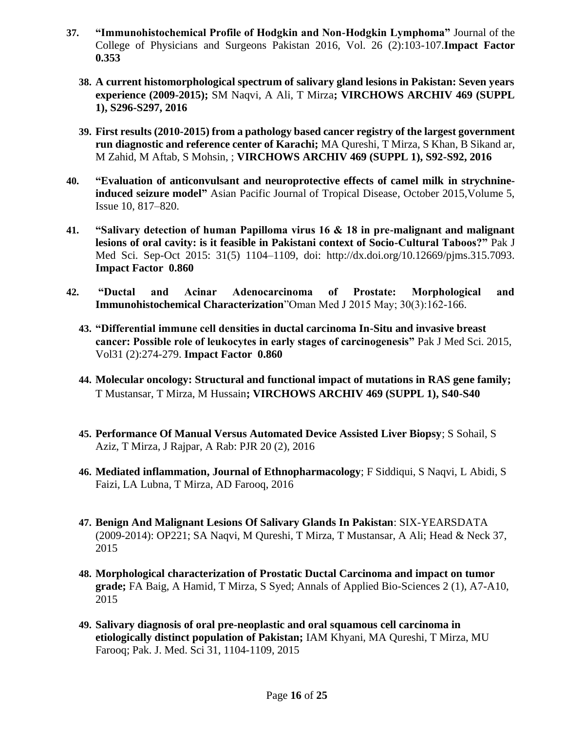37. **"Immunohistochemical Profile of Hodgkin and Non-Hodgkin Lymphoma"** Journal of the College of Physicians and Surgeons Pakistan 2016, Vol. 26 (2):103-107.**Impact Factor 0.353**

38. **A current histomorphological spectrum of salivary gland lesions in Pakistan: Seven years experience (2009-2015);** SM Naqvi, A Ali, T Mirza**; VIRCHOWS ARCHIV 469 (SUPPL 1), S296-S297, 2016**

39. **First results (2010-2015) from a pathology based cancer registry of the largest government run diagnostic and reference center of Karachi;** MA Qureshi, T Mirza, S Khan, B Sikand ar, M Zahid, M Aftab, S Mohsin, ; **VIRCHOWS ARCHIV 469 (SUPPL 1), S92-S92, 2016**

40. **"Evaluation of anticonvulsant and neuroprotective effects of camel milk in strychnine-induced seizure model"** Asian Pacific Journal of Tropical Disease, October 2015,Volume 5, Issue 10, 817–820.

41. **"Salivary detection of human Papilloma virus 16 & 18 in pre-malignant and malignant lesions of oral cavity: is it feasible in Pakistani context of Socio-Cultural Taboos?"** Pak J Med Sci. Sep-Oct 2015: 31(5) 1104–1109, doi: http://dx.doi.org/10.12669/pjms.315.7093. **Impact Factor 0.860**

42. **"Ductal and Acinar Adenocarcinoma of Prostate: Morphological and Immunohistochemical Characterization**"Oman Med J 2015 May; 30(3):162-166.

43. **"Differential immune cell densities in ductal carcinoma In-Situ and invasive breast cancer: Possible role of leukocytes in early stages of carcinogenesis"** Pak J Med Sci. 2015, Vol31 (2):274-279. **Impact Factor 0.860**

44. **Molecular oncology: Structural and functional impact of mutations in RAS gene family;** T Mustansar, T Mirza, M Hussain**; VIRCHOWS ARCHIV 469 (SUPPL 1), S40-S40**

45. **Performance Of Manual Versus Automated Device Assisted Liver Biopsy**; S Sohail, S Aziz, T Mirza, J Rajpar, A Rab: PJR 20 (2), 2016

46. **Mediated inflammation, Journal of Ethnopharmacology**; F Siddiqui, S Naqvi, L Abidi, S Faizi, LA Lubna, T Mirza, AD Farooq, 2016

47. **Benign And Malignant Lesions Of Salivary Glands In Pakistan**: SIX-YEARSDATA (2009-2014): OP221; SA Naqvi, M Qureshi, T Mirza, T Mustansar, A Ali; Head & Neck 37, 2015

48. **Morphological characterization of Prostatic Ductal Carcinoma and impact on tumor grade;** FA Baig, A Hamid, T Mirza, S Syed; Annals of Applied Bio-Sciences 2 (1), A7-A10, 2015

49. **Salivary diagnosis of oral pre-neoplastic and oral squamous cell carcinoma in etiologically distinct population of Pakistan;** IAM Khyani, MA Qureshi, T Mirza, MU Farooq; Pak. J. Med. Sci 31, 1104-1109, 2015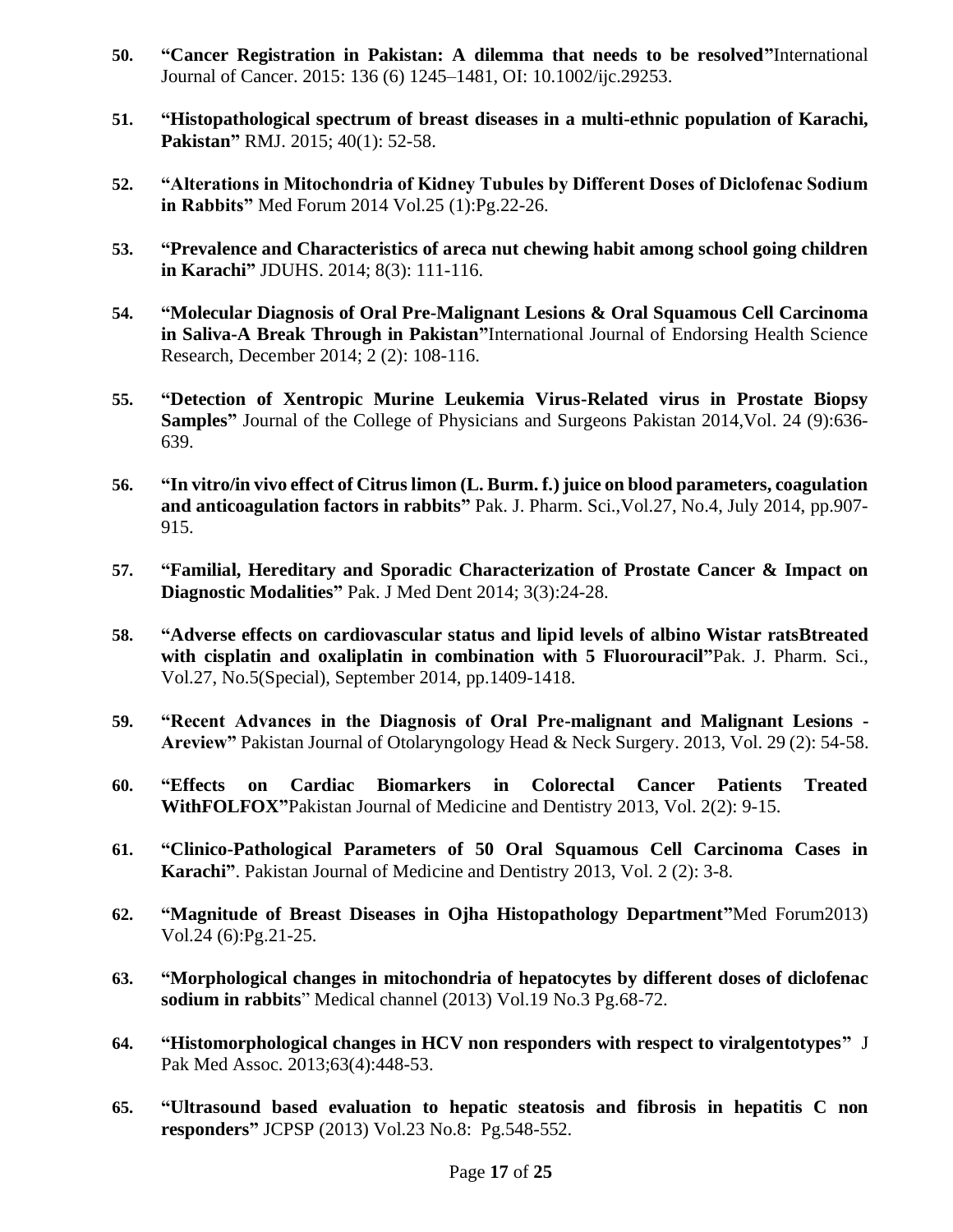50. **"Cancer Registration in Pakistan: A dilemma that needs to be resolved"**International Journal of Cancer. 2015: 136 (6) 1245–1481, OI: 10.1002/ijc.29253.

51. **"Histopathological spectrum of breast diseases in a multi-ethnic population of Karachi, Pakistan"** RMJ. 2015; 40(1): 52-58.

52. **"Alterations in Mitochondria of Kidney Tubules by Different Doses of Diclofenac Sodium in Rabbits"** Med Forum 2014 Vol.25 (1):Pg.22-26.

53. **"Prevalence and Characteristics of areca nut chewing habit among school going children in Karachi"** JDUHS. 2014; 8(3): 111-116.

54. **"Molecular Diagnosis of Oral Pre-Malignant Lesions & Oral Squamous Cell Carcinoma in Saliva-A Break Through in Pakistan"**International Journal of Endorsing Health Science Research, December 2014; 2 (2): 108-116.

55. **"Detection of Xentropic Murine Leukemia Virus-Related virus in Prostate Biopsy Samples"** Journal of the College of Physicians and Surgeons Pakistan 2014,Vol. 24 (9):636-639.

56. **"In vitro/in vivo effect of Citrus limon (L. Burm. f.) juice on blood parameters, coagulation and anticoagulation factors in rabbits"** Pak. J. Pharm. Sci.,Vol.27, No.4, July 2014, pp.907-915.

57. **"Familial, Hereditary and Sporadic Characterization of Prostate Cancer & Impact on Diagnostic Modalities"** Pak. J Med Dent 2014; 3(3):24-28.

58. **"Adverse effects on cardiovascular status and lipid levels of albino Wistar ratsBtreated with cisplatin and oxaliplatin in combination with 5 Fluorouracil"**Pak. J. Pharm. Sci., Vol.27, No.5(Special), September 2014, pp.1409-1418.

59. **"Recent Advances in the Diagnosis of Oral Pre-malignant and Malignant Lesions - Areview"** Pakistan Journal of Otolaryngology Head & Neck Surgery. 2013, Vol. 29 (2): 54-58.

60. **"Effects on Cardiac Biomarkers in Colorectal Cancer Patients Treated WithFOLFOX"**Pakistan Journal of Medicine and Dentistry 2013, Vol. 2(2): 9-15.

61. **"Clinico-Pathological Parameters of 50 Oral Squamous Cell Carcinoma Cases in Karachi"**. Pakistan Journal of Medicine and Dentistry 2013, Vol. 2 (2): 3-8.

62. **"Magnitude of Breast Diseases in Ojha Histopathology Department"**Med Forum2013) Vol.24 (6):Pg.21-25.

63. **"Morphological changes in mitochondria of hepatocytes by different doses of diclofenac sodium in rabbits**" Medical channel (2013) Vol.19 No.3 Pg.68-72.

64. **"Histomorphological changes in HCV non responders with respect to viralgentotypes"** J Pak Med Assoc. 2013;63(4):448-53.

65. **"Ultrasound based evaluation to hepatic steatosis and fibrosis in hepatitis C non responders"** JCPSP (2013) Vol.23 No.8: Pg.548-552.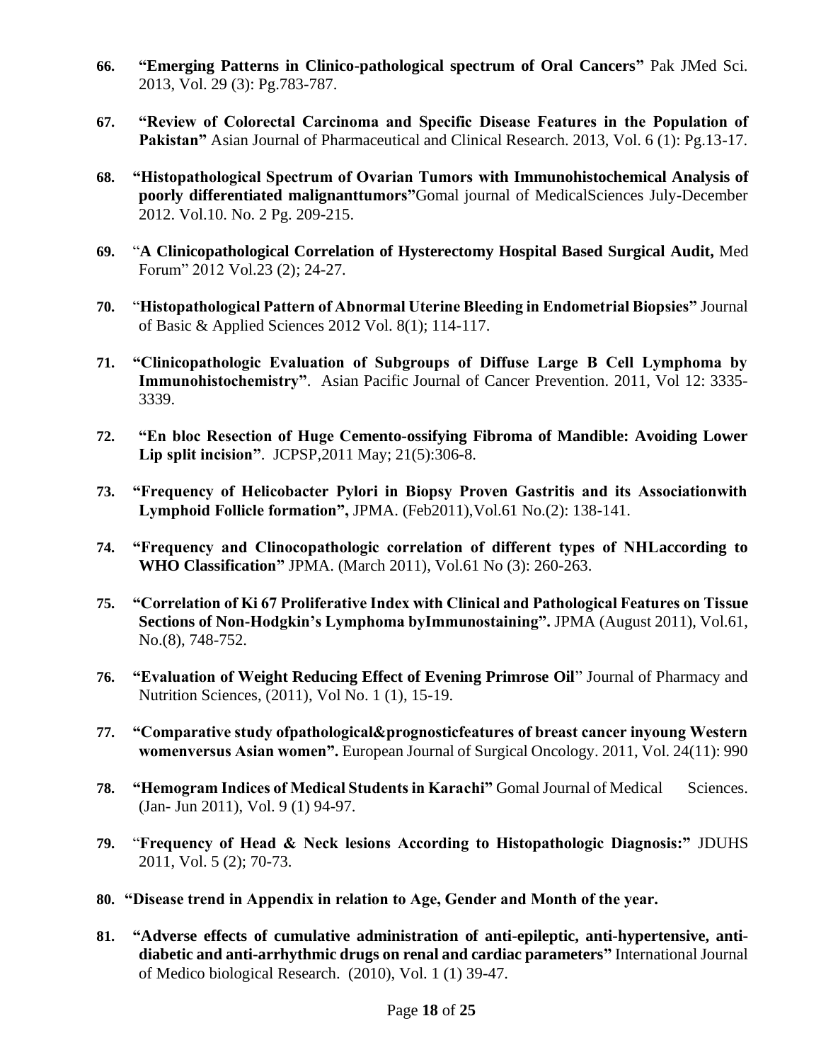66. **"Emerging Patterns in Clinico-pathological spectrum of Oral Cancers"** Pak JMed Sci. 2013, Vol. 29 (3): Pg.783-787.

67. **"Review of Colorectal Carcinoma and Specific Disease Features in the Population of Pakistan"** Asian Journal of Pharmaceutical and Clinical Research. 2013, Vol. 6 (1): Pg.13-17.

68. **"Histopathological Spectrum of Ovarian Tumors with Immunohistochemical Analysis of poorly differentiated malignanttumors"**Gomal journal of MedicalSciences July-December 2012. Vol.10. No. 2 Pg. 209-215.

69. "**A Clinicopathological Correlation of Hysterectomy Hospital Based Surgical Audit,** Med Forum" 2012 Vol.23 (2); 24-27.

70. "**Histopathological Pattern of Abnormal Uterine Bleeding in Endometrial Biopsies"** Journal of Basic & Applied Sciences 2012 Vol. 8(1); 114-117.

71. **"Clinicopathologic Evaluation of Subgroups of Diffuse Large B Cell Lymphoma by Immunohistochemistry"**. Asian Pacific Journal of Cancer Prevention. 2011, Vol 12: 3335-3339.

72. **"En bloc Resection of Huge Cemento-ossifying Fibroma of Mandible: Avoiding Lower Lip split incision"**. JCPSP,2011 May; 21(5):306-8.

73. **"Frequency of Helicobacter Pylori in Biopsy Proven Gastritis and its Associationwith Lymphoid Follicle formation",** JPMA. (Feb2011),Vol.61 No.(2): 138-141.

74. **"Frequency and Clinocopathologic correlation of different types of NHLaccording to WHO Classification"** JPMA. (March 2011), Vol.61 No (3): 260-263.

75. **"Correlation of Ki 67 Proliferative Index with Clinical and Pathological Features on Tissue Sections of Non-Hodgkin's Lymphoma byImmunostaining".** JPMA (August 2011), Vol.61, No.(8), 748-752.

76. **"Evaluation of Weight Reducing Effect of Evening Primrose Oil"** Journal of Pharmacy and Nutrition Sciences, (2011), Vol No. 1 (1), 15-19.

77. **"Comparative study ofpathological&prognosticfeatures of breast cancer inyoung Western womenversus Asian women".** European Journal of Surgical Oncology. 2011, Vol. 24(11): 990

78. **"Hemogram Indices of Medical Students in Karachi"** Gomal Journal of Medical Sciences. (Jan- Jun 2011), Vol. 9 (1) 94-97.

79. "**Frequency of Head & Neck lesions According to Histopathologic Diagnosis:"** JDUHS 2011, Vol. 5 (2); 70-73.

80. **"Disease trend in Appendix in relation to Age, Gender and Month of the year.**

81. **"Adverse effects of cumulative administration of anti-epileptic, anti-hypertensive, anti-diabetic and anti-arrhythmic drugs on renal and cardiac parameters"** International Journal of Medico biological Research. (2010), Vol. 1 (1) 39-47.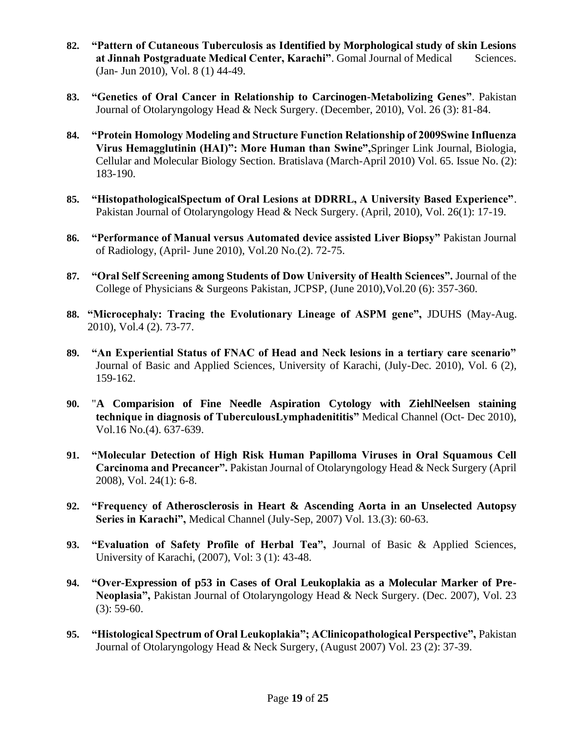82. **"Pattern of Cutaneous Tuberculosis as Identified by Morphological study of skin Lesions at Jinnah Postgraduate Medical Center, Karachi"**. Gomal Journal of Medical Sciences. (Jan- Jun 2010), Vol. 8 (1) 44-49.

83. **"Genetics of Oral Cancer in Relationship to Carcinogen-Metabolizing Genes"**. Pakistan Journal of Otolaryngology Head & Neck Surgery. (December, 2010), Vol. 26 (3): 81-84.

84. **"Protein Homology Modeling and Structure Function Relationship of 2009Swine Influenza Virus Hemagglutinin (HAI)": More Human than Swine",**Springer Link Journal, Biologia, Cellular and Molecular Biology Section. Bratislava (March-April 2010) Vol. 65. Issue No. (2): 183-190.

85. **"HistopathologicalSpectum of Oral Lesions at DDRRL, A University Based Experience"**. Pakistan Journal of Otolaryngology Head & Neck Surgery. (April, 2010), Vol. 26(1): 17-19.

86. **"Performance of Manual versus Automated device assisted Liver Biopsy"** Pakistan Journal of Radiology, (April- June 2010), Vol.20 No.(2). 72-75.

87. **"Oral Self Screening among Students of Dow University of Health Sciences".** Journal of the College of Physicians & Surgeons Pakistan, JCPSP, (June 2010),Vol.20 (6): 357-360.

88. **"Microcephaly: Tracing the Evolutionary Lineage of ASPM gene",** JDUHS (May-Aug. 2010), Vol.4 (2). 73-77.

89. **"An Experiential Status of FNAC of Head and Neck lesions in a tertiary care scenario"** Journal of Basic and Applied Sciences, University of Karachi, (July-Dec. 2010), Vol. 6 (2), 159-162.

90. "**A Comparision of Fine Needle Aspiration Cytology with ZiehlNeelsen staining technique in diagnosis of TuberculousLymphadenititis"** Medical Channel (Oct- Dec 2010), Vol.16 No.(4). 637-639.

91. **"Molecular Detection of High Risk Human Papilloma Viruses in Oral Squamous Cell Carcinoma and Precancer".** Pakistan Journal of Otolaryngology Head & Neck Surgery (April 2008), Vol. 24(1): 6-8.

92. **"Frequency of Atherosclerosis in Heart & Ascending Aorta in an Unselected Autopsy Series in Karachi",** Medical Channel (July-Sep, 2007) Vol. 13.(3): 60-63.

93. **"Evaluation of Safety Profile of Herbal Tea",** Journal of Basic & Applied Sciences, University of Karachi, (2007), Vol: 3 (1): 43-48.

94. **"Over-Expression of p53 in Cases of Oral Leukoplakia as a Molecular Marker of Pre-Neoplasia",** Pakistan Journal of Otolaryngology Head & Neck Surgery. (Dec. 2007), Vol. 23 (3): 59-60.

95. **"Histological Spectrum of Oral Leukoplakia"; AClinicopathological Perspective",** Pakistan Journal of Otolaryngology Head & Neck Surgery, (August 2007) Vol. 23 (2): 37-39.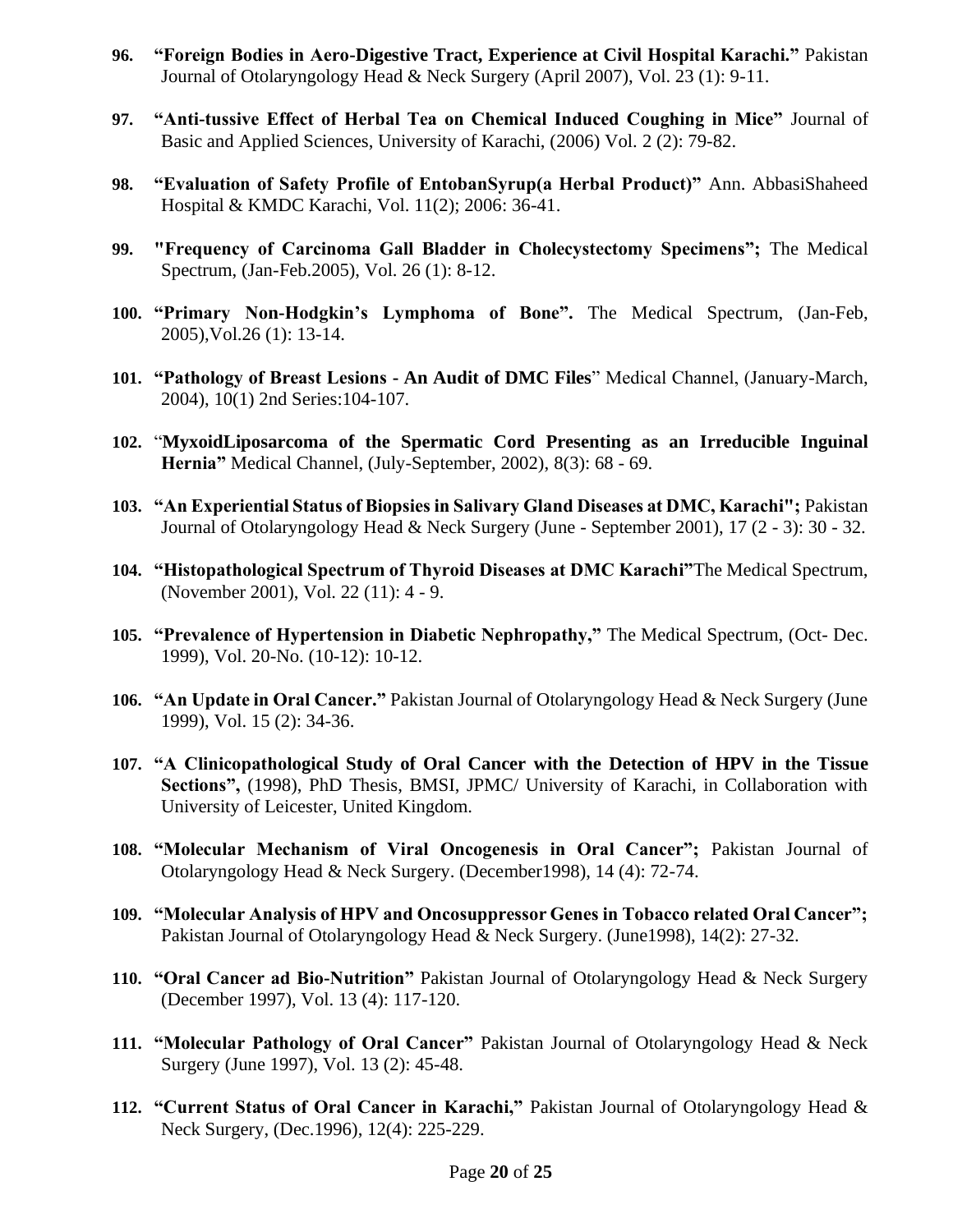96. **"Foreign Bodies in Aero-Digestive Tract, Experience at Civil Hospital Karachi."** Pakistan Journal of Otolaryngology Head & Neck Surgery (April 2007), Vol. 23 (1): 9-11.

97. **"Anti-tussive Effect of Herbal Tea on Chemical Induced Coughing in Mice"** Journal of Basic and Applied Sciences, University of Karachi, (2006) Vol. 2 (2): 79-82.

98. **"Evaluation of Safety Profile of EntobanSyrup(a Herbal Product)"** Ann. AbbasiShaheed Hospital & KMDC Karachi, Vol. 11(2); 2006: 36-41.

99. **"Frequency of Carcinoma Gall Bladder in Cholecystectomy Specimens";** The Medical Spectrum, (Jan-Feb.2005), Vol. 26 (1): 8-12.

100. **"Primary Non-Hodgkin's Lymphoma of Bone".** The Medical Spectrum, (Jan-Feb, 2005),Vol.26 (1): 13-14.

101. **"Pathology of Breast Lesions - An Audit of DMC Files"** Medical Channel, (January-March, 2004), 10(1) 2nd Series:104-107.

102. "**MyxoidLiposarcoma of the Spermatic Cord Presenting as an Irreducible Inguinal Hernia"** Medical Channel, (July-September, 2002), 8(3): 68 - 69.

103. **"An Experiential Status of Biopsies in Salivary Gland Diseases at DMC, Karachi";** Pakistan Journal of Otolaryngology Head & Neck Surgery (June - September 2001), 17 (2 - 3): 30 - 32.

104. **"Histopathological Spectrum of Thyroid Diseases at DMC Karachi"**The Medical Spectrum, (November 2001), Vol. 22 (11): 4 - 9.

105. **"Prevalence of Hypertension in Diabetic Nephropathy,"** The Medical Spectrum, (Oct- Dec. 1999), Vol. 20-No. (10-12): 10-12.

106. **"An Update in Oral Cancer."** Pakistan Journal of Otolaryngology Head & Neck Surgery (June 1999), Vol. 15 (2): 34-36.

107. **"A Clinicopathological Study of Oral Cancer with the Detection of HPV in the Tissue Sections",** (1998), PhD Thesis, BMSI, JPMC/ University of Karachi, in Collaboration with University of Leicester, United Kingdom.

108. **"Molecular Mechanism of Viral Oncogenesis in Oral Cancer";** Pakistan Journal of Otolaryngology Head & Neck Surgery. (December1998), 14 (4): 72-74.

109. **"Molecular Analysis of HPV and Oncosuppressor Genes in Tobacco related Oral Cancer";** Pakistan Journal of Otolaryngology Head & Neck Surgery. (June1998), 14(2): 27-32.

110. **"Oral Cancer ad Bio-Nutrition"** Pakistan Journal of Otolaryngology Head & Neck Surgery (December 1997), Vol. 13 (4): 117-120.

111. **"Molecular Pathology of Oral Cancer"** Pakistan Journal of Otolaryngology Head & Neck Surgery (June 1997), Vol. 13 (2): 45-48.

112. **"Current Status of Oral Cancer in Karachi,"** Pakistan Journal of Otolaryngology Head & Neck Surgery, (Dec.1996), 12(4): 225-229.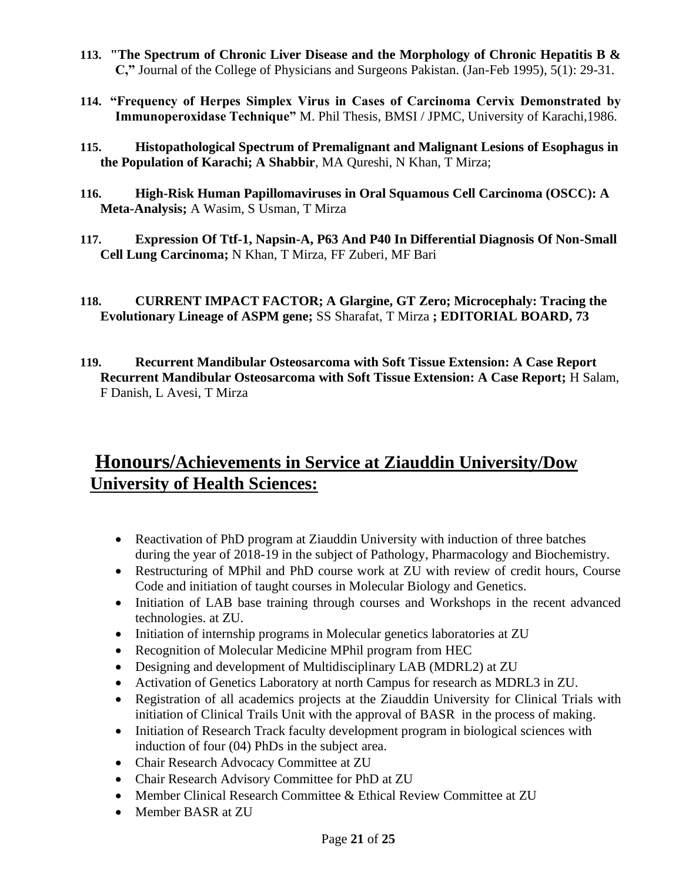113. **"The Spectrum of Chronic Liver Disease and the Morphology of Chronic Hepatitis B & C,"** Journal of the College of Physicians and Surgeons Pakistan. (Jan-Feb 1995), 5(1): 29-31.

114. **"Frequency of Herpes Simplex Virus in Cases of Carcinoma Cervix Demonstrated by Immunoperoxidase Technique"** M. Phil Thesis, BMSI / JPMC, University of Karachi,1986.

115. **Histopathological Spectrum of Premalignant and Malignant Lesions of Esophagus in the Population of Karachi; A Shabbir**, MA Qureshi, N Khan, T Mirza;

116. **High-Risk Human Papillomaviruses in Oral Squamous Cell Carcinoma (OSCC): A Meta-Analysis;** A Wasim, S Usman, T Mirza

117. **Expression Of Ttf-1, Napsin-A, P63 And P40 In Differential Diagnosis Of Non-Small Cell Lung Carcinoma;** N Khan, T Mirza, FF Zuberi, MF Bari

118. **CURRENT IMPACT FACTOR; A Glargine, GT Zero; Microcephaly: Tracing the Evolutionary Lineage of ASPM gene;** SS Sharafat, T Mirza **; EDITORIAL BOARD, 73**

119. **Recurrent Mandibular Osteosarcoma with Soft Tissue Extension: A Case Report Recurrent Mandibular Osteosarcoma with Soft Tissue Extension: A Case Report;** H Salam, F Danish, L Avesi, T Mirza

## Honours/Achievements in Service at Ziauddin University/Dow University of Health Sciences:

- Reactivation of PhD program at Ziauddin University with induction of three batches during the year of 2018-19 in the subject of Pathology, Pharmacology and Biochemistry.
- Restructuring of MPhil and PhD course work at ZU with review of credit hours, Course Code and initiation of taught courses in Molecular Biology and Genetics.
- Initiation of LAB base training through courses and Workshops in the recent advanced technologies. at ZU.
- Initiation of internship programs in Molecular genetics laboratories at ZU
- Recognition of Molecular Medicine MPhil program from HEC
- Designing and development of Multidisciplinary LAB (MDRL2) at ZU
- Activation of Genetics Laboratory at north Campus for research as MDRL3 in ZU.
- Registration of all academics projects at the Ziauddin University for Clinical Trials with initiation of Clinical Trails Unit with the approval of BASR in the process of making.
- Initiation of Research Track faculty development program in biological sciences with induction of four (04) PhDs in the subject area.
- Chair Research Advocacy Committee at ZU
- Chair Research Advisory Committee for PhD at ZU
- Member Clinical Research Committee & Ethical Review Committee at ZU
- Member BASR at ZU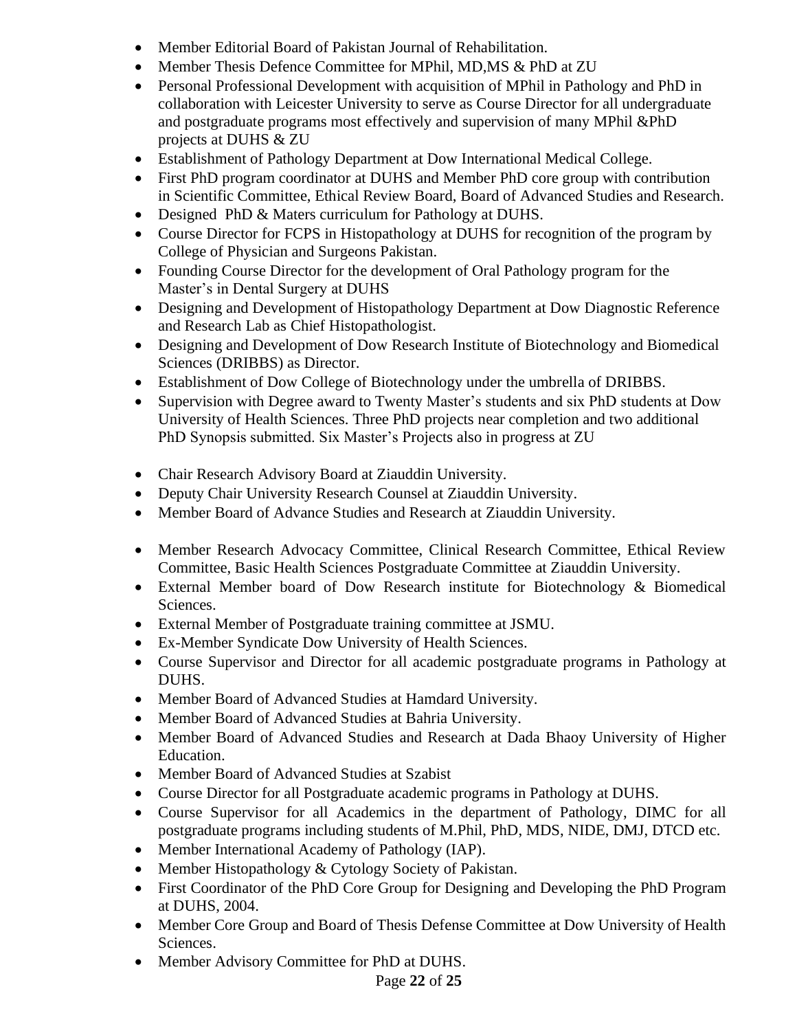- Member Editorial Board of Pakistan Journal of Rehabilitation.
- Member Thesis Defence Committee for MPhil, MD,MS & PhD at ZU
- Personal Professional Development with acquisition of MPhil in Pathology and PhD in collaboration with Leicester University to serve as Course Director for all undergraduate and postgraduate programs most effectively and supervision of many MPhil &PhD projects at DUHS & ZU
- Establishment of Pathology Department at Dow International Medical College.
- First PhD program coordinator at DUHS and Member PhD core group with contribution in Scientific Committee, Ethical Review Board, Board of Advanced Studies and Research.
- Designed PhD & Maters curriculum for Pathology at DUHS.
- Course Director for FCPS in Histopathology at DUHS for recognition of the program by College of Physician and Surgeons Pakistan.
- Founding Course Director for the development of Oral Pathology program for the Master's in Dental Surgery at DUHS
- Designing and Development of Histopathology Department at Dow Diagnostic Reference and Research Lab as Chief Histopathologist.
- Designing and Development of Dow Research Institute of Biotechnology and Biomedical Sciences (DRIBBS) as Director.
- Establishment of Dow College of Biotechnology under the umbrella of DRIBBS.
- Supervision with Degree award to Twenty Master's students and six PhD students at Dow University of Health Sciences. Three PhD projects near completion and two additional PhD Synopsis submitted. Six Master's Projects also in progress at ZU

- Chair Research Advisory Board at Ziauddin University.
- Deputy Chair University Research Counsel at Ziauddin University.
- Member Board of Advance Studies and Research at Ziauddin University.

- Member Research Advocacy Committee, Clinical Research Committee, Ethical Review Committee, Basic Health Sciences Postgraduate Committee at Ziauddin University.
- External Member board of Dow Research institute for Biotechnology & Biomedical Sciences.
- External Member of Postgraduate training committee at JSMU.
- Ex-Member Syndicate Dow University of Health Sciences.
- Course Supervisor and Director for all academic postgraduate programs in Pathology at DUHS.
- Member Board of Advanced Studies at Hamdard University.
- Member Board of Advanced Studies at Bahria University.
- Member Board of Advanced Studies and Research at Dada Bhaoy University of Higher Education.
- Member Board of Advanced Studies at Szabist
- Course Director for all Postgraduate academic programs in Pathology at DUHS.
- Course Supervisor for all Academics in the department of Pathology, DIMC for all postgraduate programs including students of M.Phil, PhD, MDS, NIDE, DMJ, DTCD etc.
- Member International Academy of Pathology (IAP).
- Member Histopathology & Cytology Society of Pakistan.
- First Coordinator of the PhD Core Group for Designing and Developing the PhD Program at DUHS, 2004.
- Member Core Group and Board of Thesis Defense Committee at Dow University of Health Sciences.
- Member Advisory Committee for PhD at DUHS.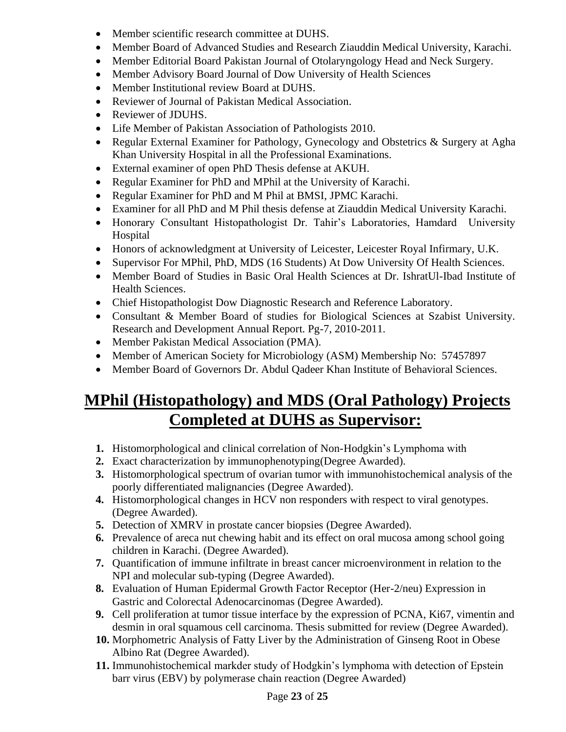- Member scientific research committee at DUHS.
- Member Board of Advanced Studies and Research Ziauddin Medical University, Karachi.
- Member Editorial Board Pakistan Journal of Otolaryngology Head and Neck Surgery.
- Member Advisory Board Journal of Dow University of Health Sciences
- Member Institutional review Board at DUHS.
- Reviewer of Journal of Pakistan Medical Association.
- Reviewer of JDUHS.
- Life Member of Pakistan Association of Pathologists 2010.
- Regular External Examiner for Pathology, Gynecology and Obstetrics & Surgery at Agha Khan University Hospital in all the Professional Examinations.
- External examiner of open PhD Thesis defense at AKUH.
- Regular Examiner for PhD and MPhil at the University of Karachi.
- Regular Examiner for PhD and M Phil at BMSI, JPMC Karachi.
- Examiner for all PhD and M Phil thesis defense at Ziauddin Medical University Karachi.
- Honorary Consultant Histopathologist Dr. Tahir's Laboratories, Hamdard University Hospital
- Honors of acknowledgment at University of Leicester, Leicester Royal Infirmary, U.K.
- Supervisor For MPhil, PhD, MDS (16 Students) At Dow University Of Health Sciences.
- Member Board of Studies in Basic Oral Health Sciences at Dr. IshratUl-Ibad Institute of Health Sciences.
- Chief Histopathologist Dow Diagnostic Research and Reference Laboratory.
- Consultant & Member Board of studies for Biological Sciences at Szabist University. Research and Development Annual Report. Pg-7, 2010-2011.
- Member Pakistan Medical Association (PMA).
- Member of American Society for Microbiology (ASM) Membership No: 57457897
- Member Board of Governors Dr. Abdul Qadeer Khan Institute of Behavioral Sciences.

## MPhil (Histopathology) and MDS (Oral Pathology) Projects Completed at DUHS as Supervisor:

1. Histomorphological and clinical correlation of Non-Hodgkin's Lymphoma with
2. Exact characterization by immunophenotyping(Degree Awarded).
3. Histomorphological spectrum of ovarian tumor with immunohistochemical analysis of the poorly differentiated malignancies (Degree Awarded).
4. Histomorphological changes in HCV non responders with respect to viral genotypes. (Degree Awarded).
5. Detection of XMRV in prostate cancer biopsies (Degree Awarded).
6. Prevalence of areca nut chewing habit and its effect on oral mucosa among school going children in Karachi. (Degree Awarded).
7. Quantification of immune infiltrate in breast cancer microenvironment in relation to the NPI and molecular sub-typing (Degree Awarded).
8. Evaluation of Human Epidermal Growth Factor Receptor (Her-2/neu) Expression in Gastric and Colorectal Adenocarcinomas (Degree Awarded).
9. Cell proliferation at tumor tissue interface by the expression of PCNA, Ki67, vimentin and desmin in oral squamous cell carcinoma. Thesis submitted for review (Degree Awarded).
10. Morphometric Analysis of Fatty Liver by the Administration of Ginseng Root in Obese Albino Rat (Degree Awarded).
11. Immunohistochemical markder study of Hodgkin's lymphoma with detection of Epstein barr virus (EBV) by polymerase chain reaction (Degree Awarded)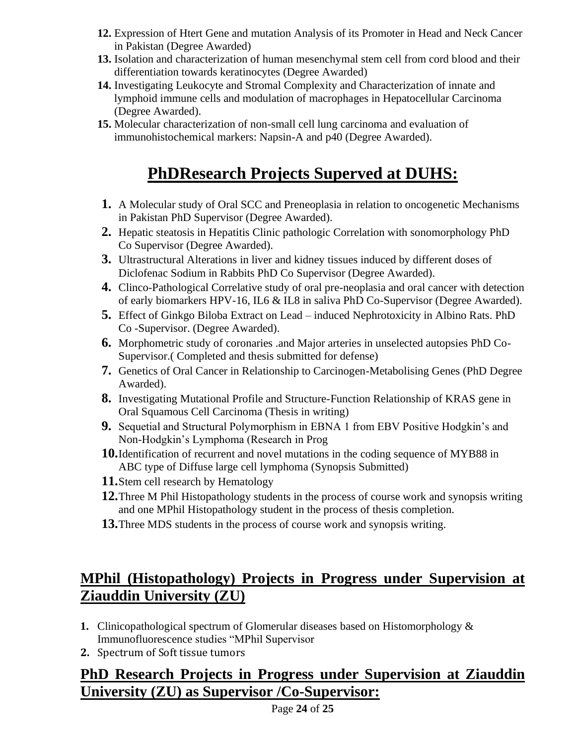12. Expression of Htert Gene and mutation Analysis of its Promoter in Head and Neck Cancer in Pakistan (Degree Awarded)
13. Isolation and characterization of human mesenchymal stem cell from cord blood and their differentiation towards keratinocytes (Degree Awarded)
14. Investigating Leukocyte and Stromal Complexity and Characterization of innate and lymphoid immune cells and modulation of macrophages in Hepatocellular Carcinoma (Degree Awarded).
15. Molecular characterization of non-small cell lung carcinoma and evaluation of immunohistochemical markers: Napsin-A and p40 (Degree Awarded).

# PhDResearch Projects Superved at DUHS:

1. A Molecular study of Oral SCC and Preneoplasia in relation to oncogenetic Mechanisms in Pakistan PhD Supervisor (Degree Awarded).
2. Hepatic steatosis in Hepatitis Clinic pathologic Correlation with sonomorphology PhD Co Supervisor (Degree Awarded).
3. Ultrastructural Alterations in liver and kidney tissues induced by different doses of Diclofenac Sodium in Rabbits PhD Co Supervisor (Degree Awarded).
4. Clinco-Pathological Correlative study of oral pre-neoplasia and oral cancer with detection of early biomarkers HPV-16, IL6 & IL8 in saliva PhD Co-Supervisor (Degree Awarded).
5. Effect of Ginkgo Biloba Extract on Lead – induced Nephrotoxicity in Albino Rats. PhD Co -Supervisor. (Degree Awarded).
6. Morphometric study of coronaries .and Major arteries in unselected autopsies PhD Co-Supervisor.( Completed and thesis submitted for defense)
7. Genetics of Oral Cancer in Relationship to Carcinogen-Metabolising Genes (PhD Degree Awarded).
8. Investigating Mutational Profile and Structure-Function Relationship of KRAS gene in Oral Squamous Cell Carcinoma (Thesis in writing)
9. Sequetial and Structural Polymorphism in EBNA 1 from EBV Positive Hodgkin's and Non-Hodgkin's Lymphoma (Research in Prog
10. Identification of recurrent and novel mutations in the coding sequence of MYB88 in ABC type of Diffuse large cell lymphoma (Synopsis Submitted)
11. Stem cell research by Hematology
12. Three M Phil Histopathology students in the process of course work and synopsis writing and one MPhil Histopathology student in the process of thesis completion.
13. Three MDS students in the process of course work and synopsis writing.

## MPhil (Histopathology) Projects in Progress under Supervision at Ziauddin University (ZU)

1. Clinicopathological spectrum of Glomerular diseases based on Histomorphology & Immunofluorescence studies "MPhil Supervisor
2. Spectrum of Soft tissue tumors

## PhD Research Projects in Progress under Supervision at Ziauddin University (ZU) as Supervisor /Co-Supervisor: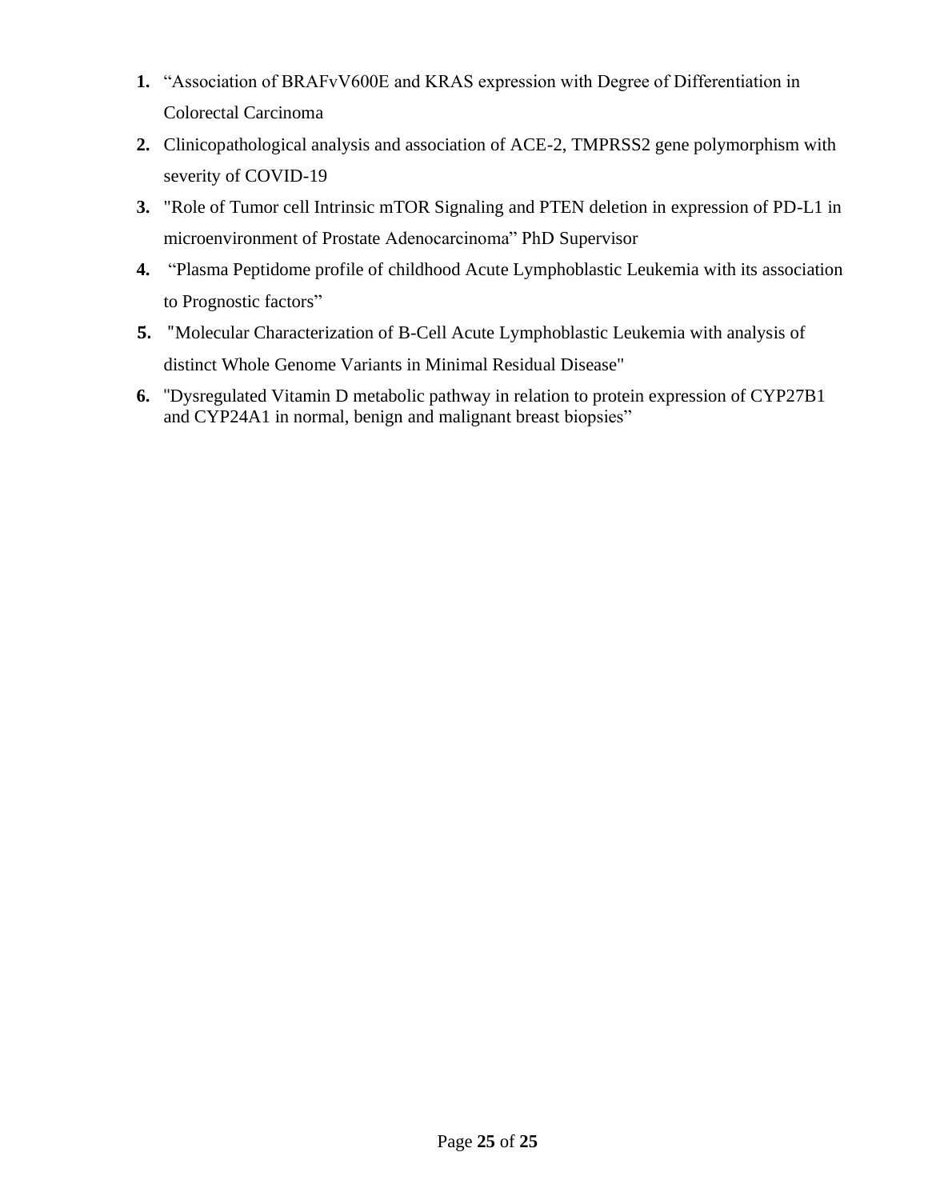1. "Association of BRAFvV600E and KRAS expression with Degree of Differentiation in Colorectal Carcinoma
2. Clinicopathological analysis and association of ACE-2, TMPRSS2 gene polymorphism with severity of COVID-19
3. "Role of Tumor cell Intrinsic mTOR Signaling and PTEN deletion in expression of PD-L1 in microenvironment of Prostate Adenocarcinoma" PhD Supervisor
4. "Plasma Peptidome profile of childhood Acute Lymphoblastic Leukemia with its association to Prognostic factors"
5. "Molecular Characterization of B-Cell Acute Lymphoblastic Leukemia with analysis of distinct Whole Genome Variants in Minimal Residual Disease"
6. "Dysregulated Vitamin D metabolic pathway in relation to protein expression of CYP27B1 and CYP24A1 in normal, benign and malignant breast biopsies"